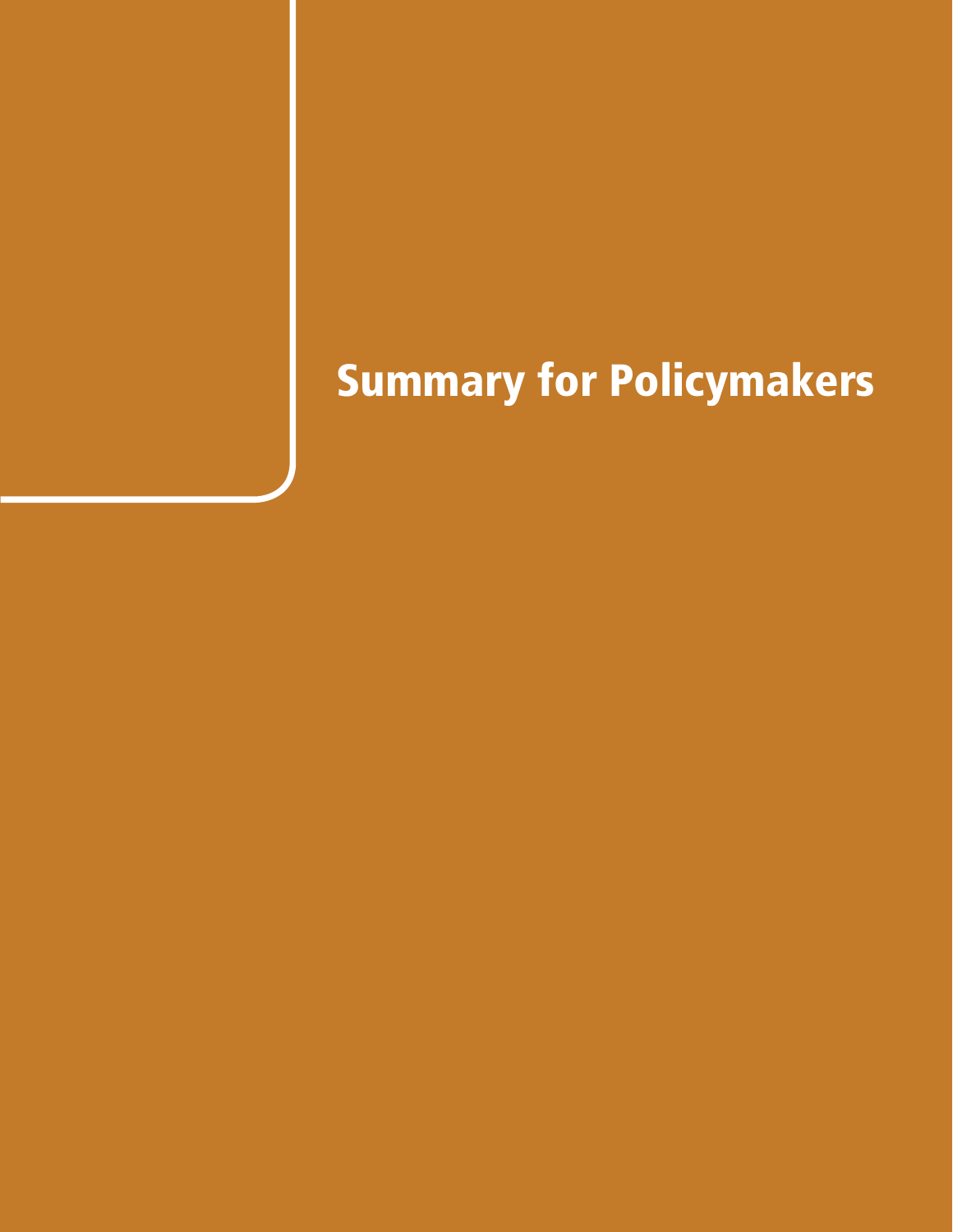# Summary for Policymakers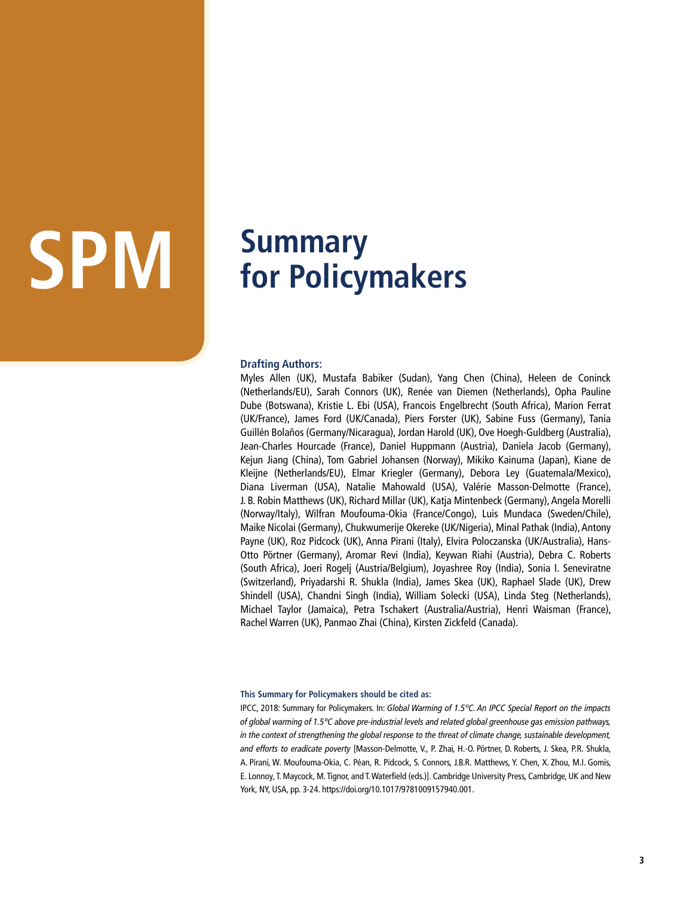# SPM Summary for Policymakers

**Drafting Authors:**

Myles Allen (UK), Mustafa Babiker (Sudan), Yang Chen (China), Heleen de Coninck (Netherlands/EU), Sarah Connors (UK), Renée van Diemen (Netherlands), Opha Pauline Dube (Botswana), Kristie L. Ebi (USA), Francois Engelbrecht (South Africa), Marion Ferrat (UK/France), James Ford (UK/Canada), Piers Forster (UK), Sabine Fuss (Germany), Tania Guillén Bolaños (Germany/Nicaragua), Jordan Harold (UK), Ove Hoegh-Guldberg (Australia), Jean-Charles Hourcade (France), Daniel Huppmann (Austria), Daniela Jacob (Germany), Kejun Jiang (China), Tom Gabriel Johansen (Norway), Mikiko Kainuma (Japan), Kiane de Kleijne (Netherlands/EU), Elmar Kriegler (Germany), Debora Ley (Guatemala/Mexico), Diana Liverman (USA), Natalie Mahowald (USA), Valérie Masson-Delmotte (France), J. B. Robin Matthews (UK), Richard Millar (UK), Katja Mintenbeck (Germany), Angela Morelli (Norway/Italy), Wilfran Moufouma-Okia (France/Congo), Luis Mundaca (Sweden/Chile), Maike Nicolai (Germany), Chukwumerije Okereke (UK/Nigeria), Minal Pathak (India), Antony Payne (UK), Roz Pidcock (UK), Anna Pirani (Italy), Elvira Poloczanska (UK/Australia), Hans-Otto Pörtner (Germany), Aromar Revi (India), Keywan Riahi (Austria), Debra C. Roberts (South Africa), Joeri Rogelj (Austria/Belgium), Joyashree Roy (India), Sonia I. Seneviratne (Switzerland), Priyadarshi R. Shukla (India), James Skea (UK), Raphael Slade (UK), Drew Shindell (USA), Chandni Singh (India), William Solecki (USA), Linda Steg (Netherlands), Michael Taylor (Jamaica), Petra Tschakert (Australia/Austria), Henri Waisman (France), Rachel Warren (UK), Panmao Zhai (China), Kirsten Zickfeld (Canada).

**This Summary for Policymakers should be cited as:**

IPCC, 2018: Summary for Policymakers. In: *Global Warming of 1.5°C. An IPCC Special Report on the impacts of global warming of 1.5°C above pre-industrial levels and related global greenhouse gas emission pathways, in the context of strengthening the global response to the threat of climate change, sustainable development, and efforts to eradicate poverty* [Masson-Delmotte, V., P. Zhai, H.-O. Pörtner, D. Roberts, J. Skea, P.R. Shukla, A. Pirani, W. Moufouma-Okia, C. Péan, R. Pidcock, S. Connors, J.B.R. Matthews, Y. Chen, X. Zhou, M.I. Gomis, E. Lonnoy, T. Maycock, M. Tignor, and T. Waterfield (eds.)]. Cambridge University Press, Cambridge, UK and New York, NY, USA, pp. 3-24. https://doi.org/10.1017/9781009157940.001.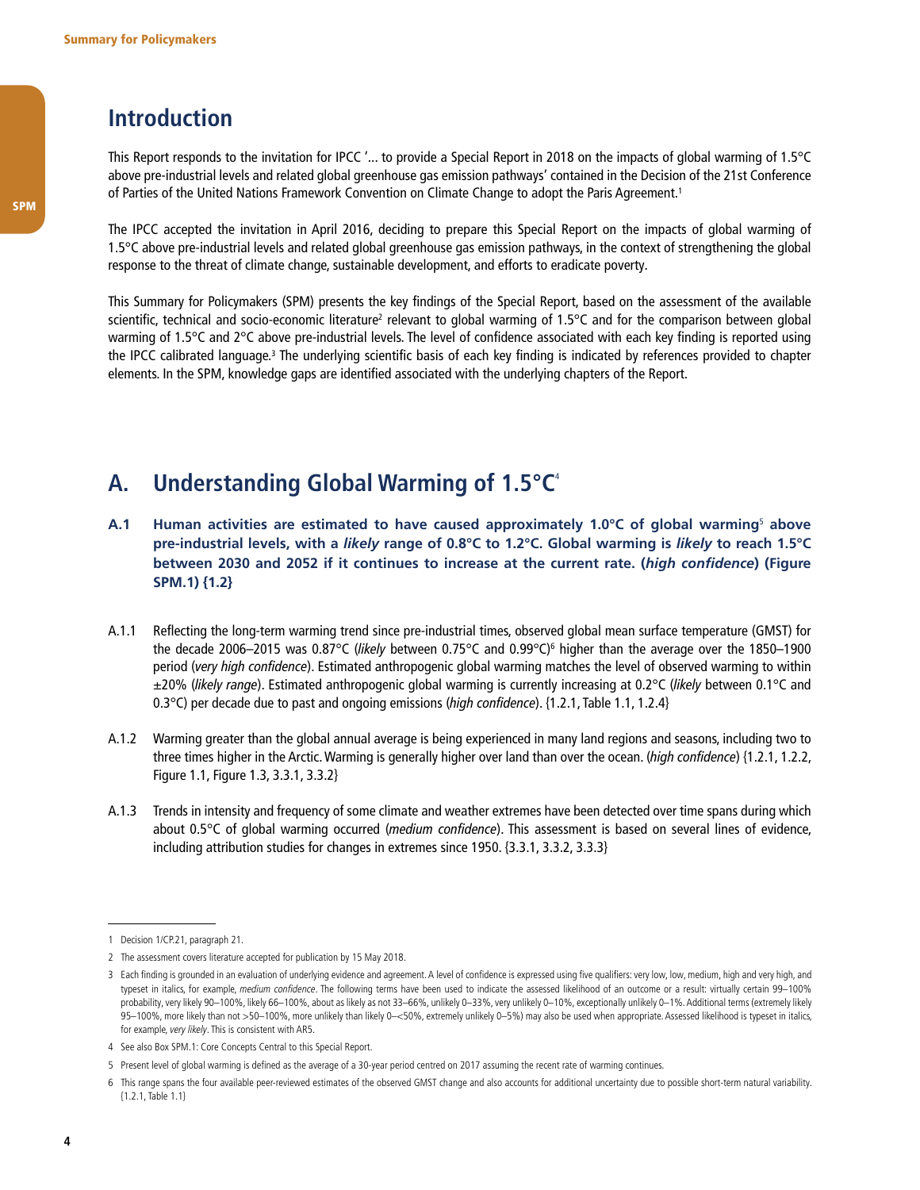## Introduction

This Report responds to the invitation for IPCC '... to provide a Special Report in 2018 on the impacts of global warming of 1.5°C above pre-industrial levels and related global greenhouse gas emission pathways' contained in the Decision of the 21st Conference of Parties of the United Nations Framework Convention on Climate Change to adopt the Paris Agreement.[1]

The IPCC accepted the invitation in April 2016, deciding to prepare this Special Report on the impacts of global warming of 1.5°C above pre-industrial levels and related global greenhouse gas emission pathways, in the context of strengthening the global response to the threat of climate change, sustainable development, and efforts to eradicate poverty.

This Summary for Policymakers (SPM) presents the key findings of the Special Report, based on the assessment of the available scientific, technical and socio-economic literature[2] relevant to global warming of 1.5°C and for the comparison between global warming of 1.5°C and 2°C above pre-industrial levels. The level of confidence associated with each key finding is reported using the IPCC calibrated language.[3] The underlying scientific basis of each key finding is indicated by references provided to chapter elements. In the SPM, knowledge gaps are identified associated with the underlying chapters of the Report.

## A. Understanding Global Warming of 1.5°C[4]

**A.1 Human activities are estimated to have caused approximately 1.0°C of global warming[5] above pre-industrial levels, with a *likely* range of 0.8°C to 1.2°C. Global warming is *likely* to reach 1.5°C between 2030 and 2052 if it continues to increase at the current rate. (*high confidence*) (Figure SPM.1) {1.2}**

A.1.1 Reflecting the long-term warming trend since pre-industrial times, observed global mean surface temperature (GMST) for the decade 2006–2015 was 0.87°C (*likely* between 0.75°C and 0.99°C)[6] higher than the average over the 1850–1900 period (*very high confidence*). Estimated anthropogenic global warming matches the level of observed warming to within ±20% (*likely range*). Estimated anthropogenic global warming is currently increasing at 0.2°C (*likely* between 0.1°C and 0.3°C) per decade due to past and ongoing emissions (*high confidence*). {1.2.1, Table 1.1, 1.2.4}

A.1.2 Warming greater than the global annual average is being experienced in many land regions and seasons, including two to three times higher in the Arctic. Warming is generally higher over land than over the ocean. (*high confidence*) {1.2.1, 1.2.2, Figure 1.1, Figure 1.3, 3.3.1, 3.3.2}

A.1.3 Trends in intensity and frequency of some climate and weather extremes have been detected over time spans during which about 0.5°C of global warming occurred (*medium confidence*). This assessment is based on several lines of evidence, including attribution studies for changes in extremes since 1950. {3.3.1, 3.3.2, 3.3.3}

---

1 Decision 1/CP.21, paragraph 21.

2 The assessment covers literature accepted for publication by 15 May 2018.

3 Each finding is grounded in an evaluation of underlying evidence and agreement. A level of confidence is expressed using five qualifiers: very low, low, medium, high and very high, and typeset in italics, for example, *medium confidence*. The following terms have been used to indicate the assessed likelihood of an outcome or a result: virtually certain 99–100% probability, very likely 90–100%, likely 66–100%, about as likely as not 33–66%, unlikely 0–33%, very unlikely 0–10%, exceptionally unlikely 0–1%. Additional terms (extremely likely 95–100%, more likely than not >50–100%, more unlikely than likely 0–<50%, extremely unlikely 0–5%) may also be used when appropriate. Assessed likelihood is typeset in italics, for example, *very likely*. This is consistent with AR5.

4 See also Box SPM.1: Core Concepts Central to this Special Report.

5 Present level of global warming is defined as the average of a 30-year period centred on 2017 assuming the recent rate of warming continues.

6 This range spans the four available peer-reviewed estimates of the observed GMST change and also accounts for additional uncertainty due to possible short-term natural variability. {1.2.1, Table 1.1}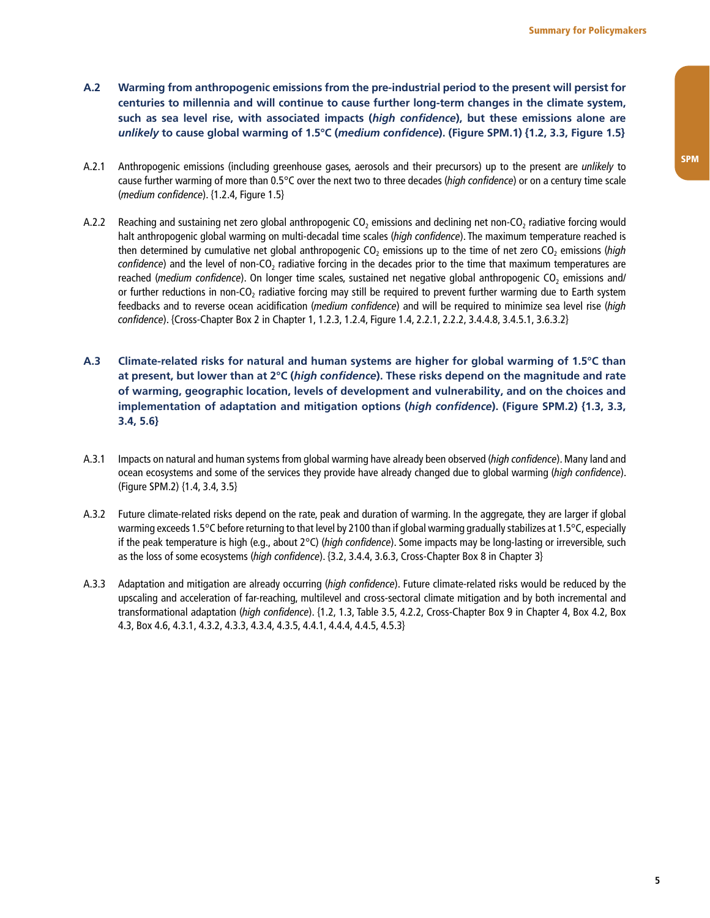**A.2 Warming from anthropogenic emissions from the pre-industrial period to the present will persist for centuries to millennia and will continue to cause further long-term changes in the climate system, such as sea level rise, with associated impacts (*high confidence*), but these emissions alone are *unlikely* to cause global warming of 1.5°C (*medium confidence*). (Figure SPM.1) {1.2, 3.3, Figure 1.5}**

A.2.1 Anthropogenic emissions (including greenhouse gases, aerosols and their precursors) up to the present are *unlikely* to cause further warming of more than 0.5°C over the next two to three decades (*high confidence*) or on a century time scale (*medium confidence*). {1.2.4, Figure 1.5}

A.2.2 Reaching and sustaining net zero global anthropogenic $CO_2$ emissions and declining net non-$CO_2$ radiative forcing would halt anthropogenic global warming on multi-decadal time scales (*high confidence*). The maximum temperature reached is then determined by cumulative net global anthropogenic $CO_2$ emissions up to the time of net zero $CO_2$ emissions (*high confidence*) and the level of non-$CO_2$ radiative forcing in the decades prior to the time that maximum temperatures are reached (*medium confidence*). On longer time scales, sustained net negative global anthropogenic $CO_2$ emissions and/or further reductions in non-$CO_2$ radiative forcing may still be required to prevent further warming due to Earth system feedbacks and to reverse ocean acidification (*medium confidence*) and will be required to minimize sea level rise (*high confidence*). {Cross-Chapter Box 2 in Chapter 1, 1.2.3, 1.2.4, Figure 1.4, 2.2.1, 2.2.2, 3.4.4.8, 3.4.5.1, 3.6.3.2}

**A.3 Climate-related risks for natural and human systems are higher for global warming of 1.5°C than at present, but lower than at 2°C (*high confidence*). These risks depend on the magnitude and rate of warming, geographic location, levels of development and vulnerability, and on the choices and implementation of adaptation and mitigation options (*high confidence*). (Figure SPM.2) {1.3, 3.3, 3.4, 5.6}**

A.3.1 Impacts on natural and human systems from global warming have already been observed (*high confidence*). Many land and ocean ecosystems and some of the services they provide have already changed due to global warming (*high confidence*). (Figure SPM.2) {1.4, 3.4, 3.5}

A.3.2 Future climate-related risks depend on the rate, peak and duration of warming. In the aggregate, they are larger if global warming exceeds 1.5°C before returning to that level by 2100 than if global warming gradually stabilizes at 1.5°C, especially if the peak temperature is high (e.g., about 2°C) (*high confidence*). Some impacts may be long-lasting or irreversible, such as the loss of some ecosystems (*high confidence*). {3.2, 3.4.4, 3.6.3, Cross-Chapter Box 8 in Chapter 3}

A.3.3 Adaptation and mitigation are already occurring (*high confidence*). Future climate-related risks would be reduced by the upscaling and acceleration of far-reaching, multilevel and cross-sectoral climate mitigation and by both incremental and transformational adaptation (*high confidence*). {1.2, 1.3, Table 3.5, 4.2.2, Cross-Chapter Box 9 in Chapter 4, Box 4.2, Box 4.3, Box 4.6, 4.3.1, 4.3.2, 4.3.3, 4.3.4, 4.3.5, 4.4.1, 4.4.4, 4.4.5, 4.5.3}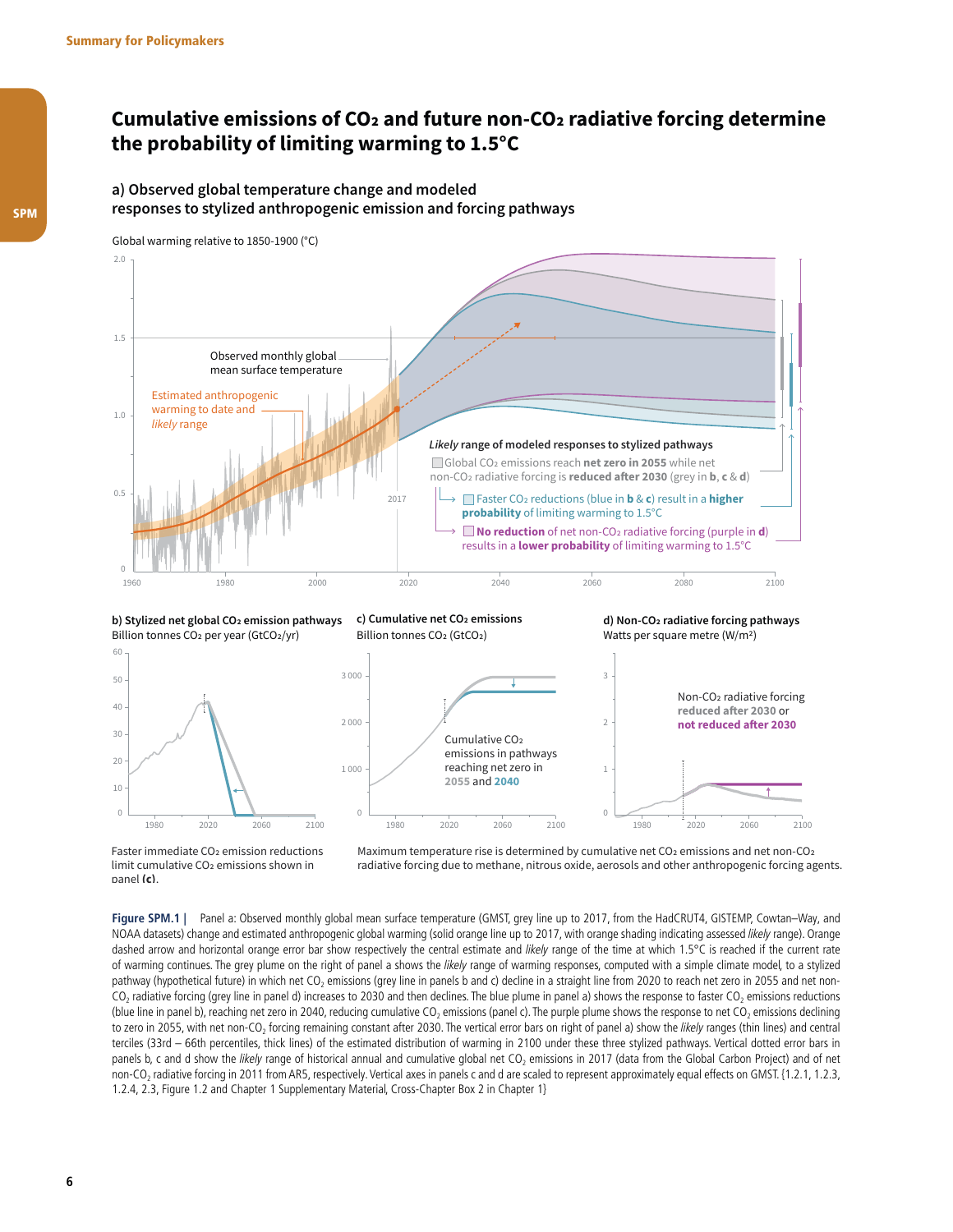# Cumulative emissions of $CO_2$ and future non-$CO_2$ radiative forcing determine the probability of limiting warming to 1.5°C

## a) Observed global temperature change and modeled responses to stylized anthropogenic emission and forcing pathways

Global warming relative to 1850-1900 (°C)

Observed monthly global mean surface temperature

Estimated anthropogenic warming to date and *likely* range

*Likely* range of modeled responses to stylized pathways

Global $CO_2$ emissions reach **net zero in 2055** while net non-$CO_2$ radiative forcing is **reduced after 2030** (grey in **b**, **c** & **d**)

Faster $CO_2$ reductions (blue in **b** & **c**) result in a **higher probability** of limiting warming to 1.5°C

**No reduction** of net non-$CO_2$ radiative forcing (purple in **d**) results in a **lower probability** of limiting warming to 1.5°C

**b) Stylized net global $CO_2$ emission pathways**
Billion tonnes $CO_2$ per year ($GtCO_2$/yr)

Faster immediate $CO_2$ emission reductions limit cumulative $CO_2$ emissions shown in panel **(c)**.

**c) Cumulative net $CO_2$ emissions**
Billion tonnes $CO_2$ ($GtCO_2$)

Cumulative $CO_2$ emissions in pathways reaching net zero in 2055 and 2040

**d) Non-$CO_2$ radiative forcing pathways**
Watts per square metre (W/m²)

Non-$CO_2$ radiative forcing **reduced after 2030** or **not reduced after 2030**

Maximum temperature rise is determined by cumulative net $CO_2$ emissions and net non-$CO_2$ radiative forcing due to methane, nitrous oxide, aerosols and other anthropogenic forcing agents.

**Figure SPM.1 |** Panel a: Observed monthly global mean surface temperature (GMST, grey line up to 2017, from the HadCRUT4, GISTEMP, Cowtan–Way, and NOAA datasets) change and estimated anthropogenic global warming (solid orange line up to 2017, with orange shading indicating assessed *likely* range). Orange dashed arrow and horizontal orange error bar show respectively the central estimate and *likely* range of the time at which 1.5°C is reached if the current rate of warming continues. The grey plume on the right of panel a shows the *likely* range of warming responses, computed with a simple climate model, to a stylized pathway (hypothetical future) in which net $CO_2$ emissions (grey line in panels b and c) decline in a straight line from 2020 to reach net zero in 2055 and net non-$CO_2$ radiative forcing (grey line in panel d) increases to 2030 and then declines. The blue plume in panel a) shows the response to faster $CO_2$ emissions reductions (blue line in panel b), reaching net zero in 2040, reducing cumulative $CO_2$ emissions (panel c). The purple plume shows the response to net $CO_2$ emissions declining to zero in 2055, with net non-$CO_2$ forcing remaining constant after 2030. The vertical error bars on right of panel a) show the *likely* ranges (thin lines) and central terciles (33rd – 66th percentiles, thick lines) of the estimated distribution of warming in 2100 under these three stylized pathways. Vertical dotted error bars in panels b, c and d show the *likely* range of historical annual and cumulative global net $CO_2$ emissions in 2017 (data from the Global Carbon Project) and of net non-$CO_2$ radiative forcing in 2011 from AR5, respectively. Vertical axes in panels c and d are scaled to represent approximately equal effects on GMST. {1.2.1, 1.2.3, 1.2.4, 2.3, Figure 1.2 and Chapter 1 Supplementary Material, Cross-Chapter Box 2 in Chapter 1}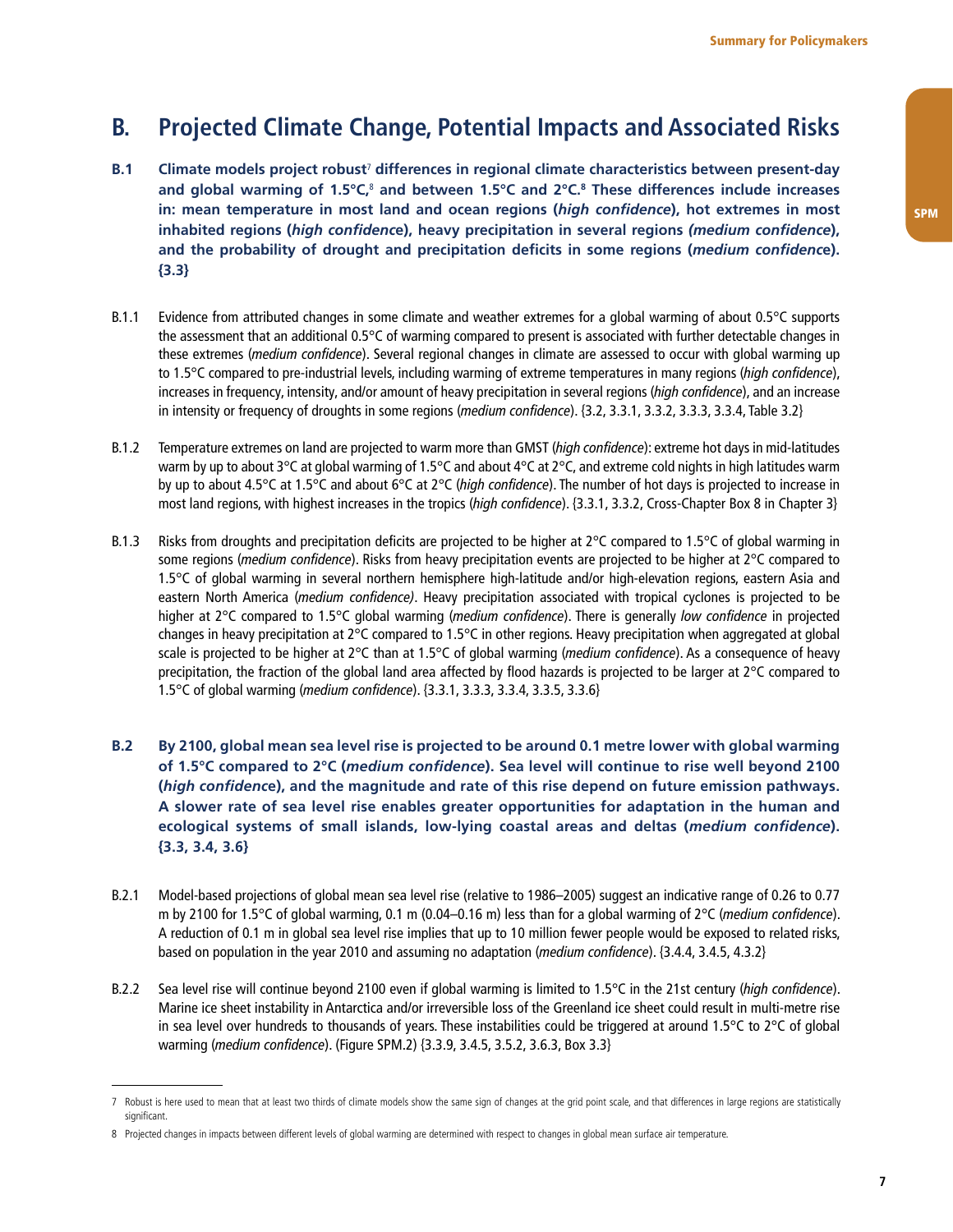## B. Projected Climate Change, Potential Impacts and Associated Risks

**B.1 Climate models project robust[7] differences in regional climate characteristics between present-day and global warming of 1.5°C,[8] and between 1.5°C and 2°C.[8] These differences include increases in: mean temperature in most land and ocean regions (*high confidence*), hot extremes in most inhabited regions (*high confidence*), heavy precipitation in several regions (*medium confidence*), and the probability of drought and precipitation deficits in some regions (*medium confidence*). {3.3}**

B.1.1 Evidence from attributed changes in some climate and weather extremes for a global warming of about 0.5°C supports the assessment that an additional 0.5°C of warming compared to present is associated with further detectable changes in these extremes (*medium confidence*). Several regional changes in climate are assessed to occur with global warming up to 1.5°C compared to pre-industrial levels, including warming of extreme temperatures in many regions (*high confidence*), increases in frequency, intensity, and/or amount of heavy precipitation in several regions (*high confidence*), and an increase in intensity or frequency of droughts in some regions (*medium confidence*). {3.2, 3.3.1, 3.3.2, 3.3.3, 3.3.4, Table 3.2}

B.1.2 Temperature extremes on land are projected to warm more than GMST (*high confidence*): extreme hot days in mid-latitudes warm by up to about 3°C at global warming of 1.5°C and about 4°C at 2°C, and extreme cold nights in high latitudes warm by up to about 4.5°C at 1.5°C and about 6°C at 2°C (*high confidence*). The number of hot days is projected to increase in most land regions, with highest increases in the tropics (*high confidence*). {3.3.1, 3.3.2, Cross-Chapter Box 8 in Chapter 3}

B.1.3 Risks from droughts and precipitation deficits are projected to be higher at 2°C compared to 1.5°C of global warming in some regions (*medium confidence*). Risks from heavy precipitation events are projected to be higher at 2°C compared to 1.5°C of global warming in several northern hemisphere high-latitude and/or high-elevation regions, eastern Asia and eastern North America (*medium confidence)*. Heavy precipitation associated with tropical cyclones is projected to be higher at 2°C compared to 1.5°C global warming (*medium confidence*). There is generally *low confidence* in projected changes in heavy precipitation at 2°C compared to 1.5°C in other regions. Heavy precipitation when aggregated at global scale is projected to be higher at 2°C than at 1.5°C of global warming (*medium confidence*). As a consequence of heavy precipitation, the fraction of the global land area affected by flood hazards is projected to be larger at 2°C compared to 1.5°C of global warming (*medium confidence*). {3.3.1, 3.3.3, 3.3.4, 3.3.5, 3.3.6}

**B.2 By 2100, global mean sea level rise is projected to be around 0.1 metre lower with global warming of 1.5°C compared to 2°C (*medium confidence*). Sea level will continue to rise well beyond 2100 (*high confidence*), and the magnitude and rate of this rise depend on future emission pathways. A slower rate of sea level rise enables greater opportunities for adaptation in the human and ecological systems of small islands, low-lying coastal areas and deltas (*medium confidence*). {3.3, 3.4, 3.6}**

B.2.1 Model-based projections of global mean sea level rise (relative to 1986–2005) suggest an indicative range of 0.26 to 0.77 m by 2100 for 1.5°C of global warming, 0.1 m (0.04–0.16 m) less than for a global warming of 2°C (*medium confidence*). A reduction of 0.1 m in global sea level rise implies that up to 10 million fewer people would be exposed to related risks, based on population in the year 2010 and assuming no adaptation (*medium confidence*). {3.4.4, 3.4.5, 4.3.2}

B.2.2 Sea level rise will continue beyond 2100 even if global warming is limited to 1.5°C in the 21st century (*high confidence*). Marine ice sheet instability in Antarctica and/or irreversible loss of the Greenland ice sheet could result in multi-metre rise in sea level over hundreds to thousands of years. These instabilities could be triggered at around 1.5°C to 2°C of global warming (*medium confidence*). (Figure SPM.2) {3.3.9, 3.4.5, 3.5.2, 3.6.3, Box 3.3}

---

7 Robust is here used to mean that at least two thirds of climate models show the same sign of changes at the grid point scale, and that differences in large regions are statistically significant.

8 Projected changes in impacts between different levels of global warming are determined with respect to changes in global mean surface air temperature.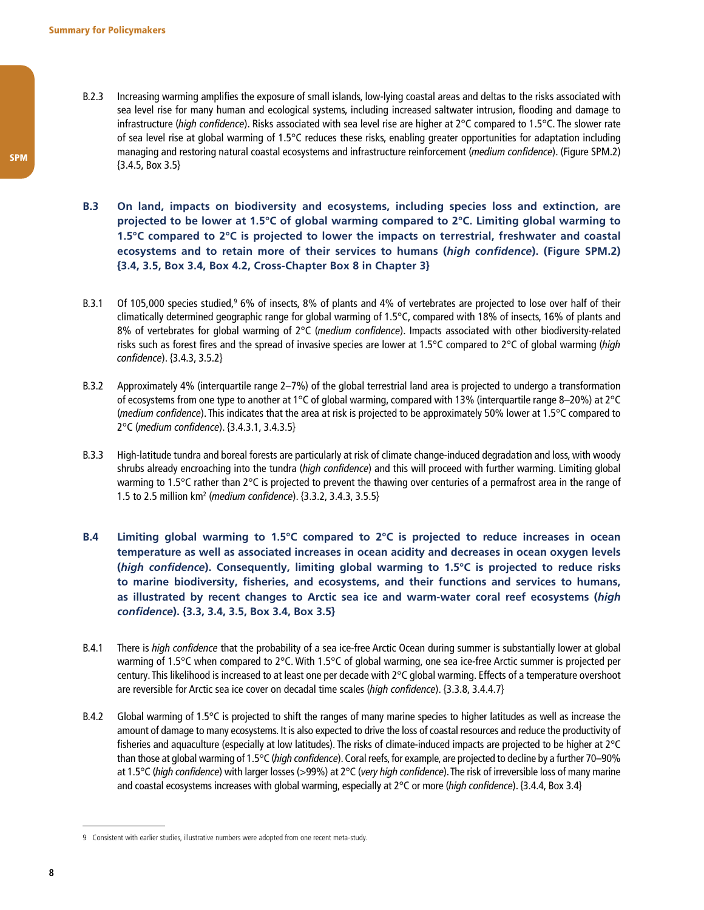B.2.3 Increasing warming amplifies the exposure of small islands, low-lying coastal areas and deltas to the risks associated with sea level rise for many human and ecological systems, including increased saltwater intrusion, flooding and damage to infrastructure (*high confidence*). Risks associated with sea level rise are higher at 2°C compared to 1.5°C. The slower rate of sea level rise at global warming of 1.5°C reduces these risks, enabling greater opportunities for adaptation including managing and restoring natural coastal ecosystems and infrastructure reinforcement (*medium confidence*). (Figure SPM.2) {3.4.5, Box 3.5}

**B.3 On land, impacts on biodiversity and ecosystems, including species loss and extinction, are projected to be lower at 1.5°C of global warming compared to 2°C. Limiting global warming to 1.5°C compared to 2°C is projected to lower the impacts on terrestrial, freshwater and coastal ecosystems and to retain more of their services to humans (*high confidence*). (Figure SPM.2) {3.4, 3.5, Box 3.4, Box 4.2, Cross-Chapter Box 8 in Chapter 3}**

B.3.1 Of 105,000 species studied,[9] 6% of insects, 8% of plants and 4% of vertebrates are projected to lose over half of their climatically determined geographic range for global warming of 1.5°C, compared with 18% of insects, 16% of plants and 8% of vertebrates for global warming of 2°C (*medium confidence*). Impacts associated with other biodiversity-related risks such as forest fires and the spread of invasive species are lower at 1.5°C compared to 2°C of global warming (*high confidence*). {3.4.3, 3.5.2}

B.3.2 Approximately 4% (interquartile range 2–7%) of the global terrestrial land area is projected to undergo a transformation of ecosystems from one type to another at 1°C of global warming, compared with 13% (interquartile range 8–20%) at 2°C (*medium confidence*). This indicates that the area at risk is projected to be approximately 50% lower at 1.5°C compared to 2°C (*medium confidence*). {3.4.3.1, 3.4.3.5}

B.3.3 High-latitude tundra and boreal forests are particularly at risk of climate change-induced degradation and loss, with woody shrubs already encroaching into the tundra (*high confidence*) and this will proceed with further warming. Limiting global warming to 1.5°C rather than 2°C is projected to prevent the thawing over centuries of a permafrost area in the range of 1.5 to 2.5 million km$^2$ (*medium confidence*). {3.3.2, 3.4.3, 3.5.5}

**B.4 Limiting global warming to 1.5°C compared to 2°C is projected to reduce increases in ocean temperature as well as associated increases in ocean acidity and decreases in ocean oxygen levels (*high confidence*). Consequently, limiting global warming to 1.5°C is projected to reduce risks to marine biodiversity, fisheries, and ecosystems, and their functions and services to humans, as illustrated by recent changes to Arctic sea ice and warm-water coral reef ecosystems (*high confidence*). {3.3, 3.4, 3.5, Box 3.4, Box 3.5}**

B.4.1 There is *high confidence* that the probability of a sea ice-free Arctic Ocean during summer is substantially lower at global warming of 1.5°C when compared to 2°C. With 1.5°C of global warming, one sea ice-free Arctic summer is projected per century. This likelihood is increased to at least one per decade with 2°C global warming. Effects of a temperature overshoot are reversible for Arctic sea ice cover on decadal time scales (*high confidence*). {3.3.8, 3.4.4.7}

B.4.2 Global warming of 1.5°C is projected to shift the ranges of many marine species to higher latitudes as well as increase the amount of damage to many ecosystems. It is also expected to drive the loss of coastal resources and reduce the productivity of fisheries and aquaculture (especially at low latitudes). The risks of climate-induced impacts are projected to be higher at 2°C than those at global warming of 1.5°C (*high confidence*). Coral reefs, for example, are projected to decline by a further 70–90% at 1.5°C (*high confidence*) with larger losses (>99%) at 2°C (*very high confidence*). The risk of irreversible loss of many marine and coastal ecosystems increases with global warming, especially at 2°C or more (*high confidence*). {3.4.4, Box 3.4}

---

9 Consistent with earlier studies, illustrative numbers were adopted from one recent meta-study.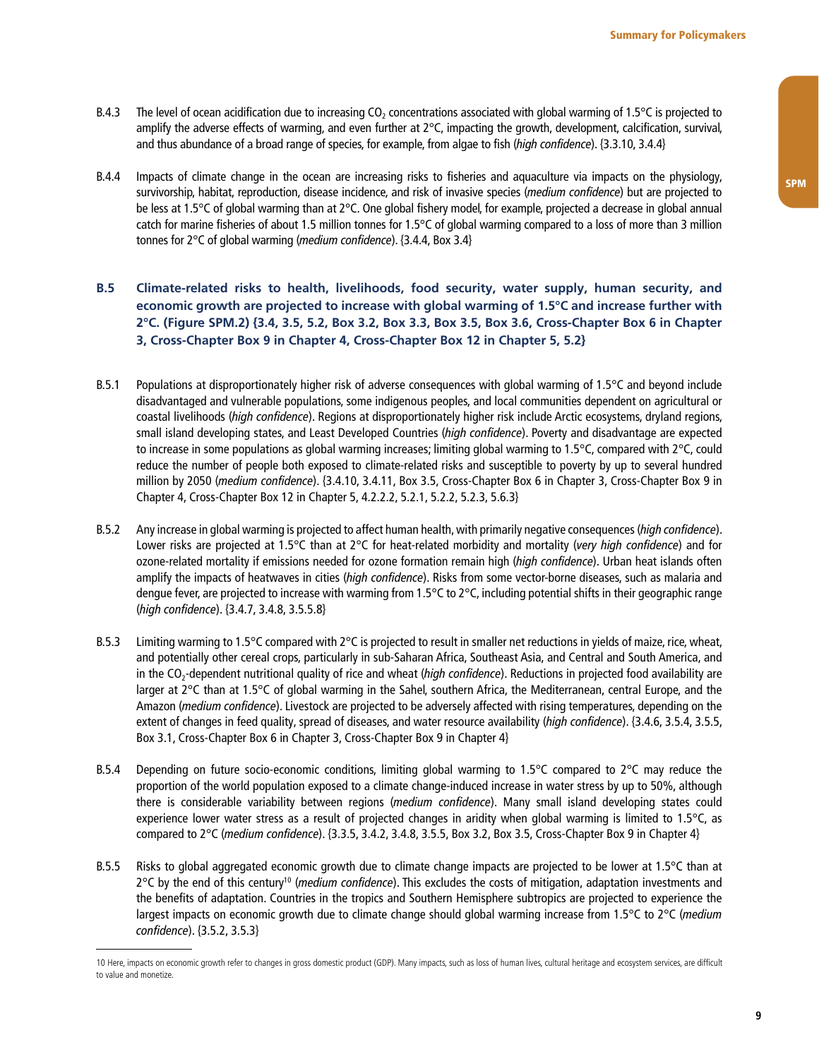B.4.3 The level of ocean acidification due to increasing $CO_2$ concentrations associated with global warming of 1.5°C is projected to amplify the adverse effects of warming, and even further at 2°C, impacting the growth, development, calcification, survival, and thus abundance of a broad range of species, for example, from algae to fish (*high confidence*). {3.3.10, 3.4.4}

B.4.4 Impacts of climate change in the ocean are increasing risks to fisheries and aquaculture via impacts on the physiology, survivorship, habitat, reproduction, disease incidence, and risk of invasive species (*medium confidence*) but are projected to be less at 1.5°C of global warming than at 2°C. One global fishery model, for example, projected a decrease in global annual catch for marine fisheries of about 1.5 million tonnes for 1.5°C of global warming compared to a loss of more than 3 million tonnes for 2°C of global warming (*medium confidence*). {3.4.4, Box 3.4}

## B.5 Climate-related risks to health, livelihoods, food security, water supply, human security, and economic growth are projected to increase with global warming of 1.5°C and increase further with 2°C. (Figure SPM.2) {3.4, 3.5, 5.2, Box 3.2, Box 3.3, Box 3.5, Box 3.6, Cross-Chapter Box 6 in Chapter 3, Cross-Chapter Box 9 in Chapter 4, Cross-Chapter Box 12 in Chapter 5, 5.2}

B.5.1 Populations at disproportionately higher risk of adverse consequences with global warming of 1.5°C and beyond include disadvantaged and vulnerable populations, some indigenous peoples, and local communities dependent on agricultural or coastal livelihoods (*high confidence*). Regions at disproportionately higher risk include Arctic ecosystems, dryland regions, small island developing states, and Least Developed Countries (*high confidence*). Poverty and disadvantage are expected to increase in some populations as global warming increases; limiting global warming to 1.5°C, compared with 2°C, could reduce the number of people both exposed to climate-related risks and susceptible to poverty by up to several hundred million by 2050 (*medium confidence*). {3.4.10, 3.4.11, Box 3.5, Cross-Chapter Box 6 in Chapter 3, Cross-Chapter Box 9 in Chapter 4, Cross-Chapter Box 12 in Chapter 5, 4.2.2.2, 5.2.1, 5.2.2, 5.2.3, 5.6.3}

B.5.2 Any increase in global warming is projected to affect human health, with primarily negative consequences (*high confidence*). Lower risks are projected at 1.5°C than at 2°C for heat-related morbidity and mortality (*very high confidence*) and for ozone-related mortality if emissions needed for ozone formation remain high (*high confidence*). Urban heat islands often amplify the impacts of heatwaves in cities (*high confidence*). Risks from some vector-borne diseases, such as malaria and dengue fever, are projected to increase with warming from 1.5°C to 2°C, including potential shifts in their geographic range (*high confidence*). {3.4.7, 3.4.8, 3.5.5.8}

B.5.3 Limiting warming to 1.5°C compared with 2°C is projected to result in smaller net reductions in yields of maize, rice, wheat, and potentially other cereal crops, particularly in sub-Saharan Africa, Southeast Asia, and Central and South America, and in the $CO_2$-dependent nutritional quality of rice and wheat (*high confidence*). Reductions in projected food availability are larger at 2°C than at 1.5°C of global warming in the Sahel, southern Africa, the Mediterranean, central Europe, and the Amazon (*medium confidence*). Livestock are projected to be adversely affected with rising temperatures, depending on the extent of changes in feed quality, spread of diseases, and water resource availability (*high confidence*). {3.4.6, 3.5.4, 3.5.5, Box 3.1, Cross-Chapter Box 6 in Chapter 3, Cross-Chapter Box 9 in Chapter 4}

B.5.4 Depending on future socio-economic conditions, limiting global warming to 1.5°C compared to 2°C may reduce the proportion of the world population exposed to a climate change-induced increase in water stress by up to 50%, although there is considerable variability between regions (*medium confidence*). Many small island developing states could experience lower water stress as a result of projected changes in aridity when global warming is limited to 1.5°C, as compared to 2°C (*medium confidence*). {3.3.5, 3.4.2, 3.4.8, 3.5.5, Box 3.2, Box 3.5, Cross-Chapter Box 9 in Chapter 4}

B.5.5 Risks to global aggregated economic growth due to climate change impacts are projected to be lower at 1.5°C than at 2°C by the end of this century[10] (*medium confidence*). This excludes the costs of mitigation, adaptation investments and the benefits of adaptation. Countries in the tropics and Southern Hemisphere subtropics are projected to experience the largest impacts on economic growth due to climate change should global warming increase from 1.5°C to 2°C (*medium confidence*). {3.5.2, 3.5.3}

---

10 Here, impacts on economic growth refer to changes in gross domestic product (GDP). Many impacts, such as loss of human lives, cultural heritage and ecosystem services, are difficult to value and monetize.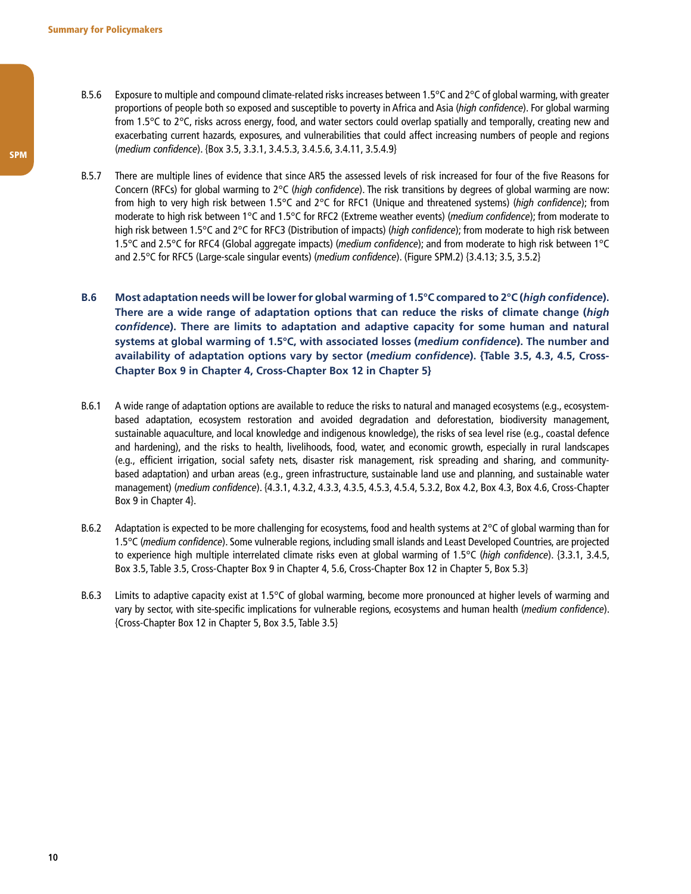B.5.6 Exposure to multiple and compound climate-related risks increases between 1.5°C and 2°C of global warming, with greater proportions of people both so exposed and susceptible to poverty in Africa and Asia (*high confidence*). For global warming from 1.5°C to 2°C, risks across energy, food, and water sectors could overlap spatially and temporally, creating new and exacerbating current hazards, exposures, and vulnerabilities that could affect increasing numbers of people and regions (*medium confidence*). {Box 3.5, 3.3.1, 3.4.5.3, 3.4.5.6, 3.4.11, 3.5.4.9}

B.5.7 There are multiple lines of evidence that since AR5 the assessed levels of risk increased for four of the five Reasons for Concern (RFCs) for global warming to 2°C (*high confidence*). The risk transitions by degrees of global warming are now: from high to very high risk between 1.5°C and 2°C for RFC1 (Unique and threatened systems) (*high confidence*); from moderate to high risk between 1°C and 1.5°C for RFC2 (Extreme weather events) (*medium confidence*); from moderate to high risk between 1.5°C and 2°C for RFC3 (Distribution of impacts) (*high confidence*); from moderate to high risk between 1.5°C and 2.5°C for RFC4 (Global aggregate impacts) (*medium confidence*); and from moderate to high risk between 1°C and 2.5°C for RFC5 (Large-scale singular events) (*medium confidence*). (Figure SPM.2) {3.4.13; 3.5, 3.5.2}

**B.6 Most adaptation needs will be lower for global warming of 1.5°C compared to 2°C (*high confidence*). There are a wide range of adaptation options that can reduce the risks of climate change (*high confidence*). There are limits to adaptation and adaptive capacity for some human and natural systems at global warming of 1.5°C, with associated losses (*medium confidence*). The number and availability of adaptation options vary by sector (*medium confidence*). {Table 3.5, 4.3, 4.5, Cross-Chapter Box 9 in Chapter 4, Cross-Chapter Box 12 in Chapter 5}**

B.6.1 A wide range of adaptation options are available to reduce the risks to natural and managed ecosystems (e.g., ecosystem-based adaptation, ecosystem restoration and avoided degradation and deforestation, biodiversity management, sustainable aquaculture, and local knowledge and indigenous knowledge), the risks of sea level rise (e.g., coastal defence and hardening), and the risks to health, livelihoods, food, water, and economic growth, especially in rural landscapes (e.g., efficient irrigation, social safety nets, disaster risk management, risk spreading and sharing, and community-based adaptation) and urban areas (e.g., green infrastructure, sustainable land use and planning, and sustainable water management) (*medium confidence*). {4.3.1, 4.3.2, 4.3.3, 4.3.5, 4.5.3, 4.5.4, 5.3.2, Box 4.2, Box 4.3, Box 4.6, Cross-Chapter Box 9 in Chapter 4}.

B.6.2 Adaptation is expected to be more challenging for ecosystems, food and health systems at 2°C of global warming than for 1.5°C (*medium confidence*). Some vulnerable regions, including small islands and Least Developed Countries, are projected to experience high multiple interrelated climate risks even at global warming of 1.5°C (*high confidence*). {3.3.1, 3.4.5, Box 3.5, Table 3.5, Cross-Chapter Box 9 in Chapter 4, 5.6, Cross-Chapter Box 12 in Chapter 5, Box 5.3}

B.6.3 Limits to adaptive capacity exist at 1.5°C of global warming, become more pronounced at higher levels of warming and vary by sector, with site-specific implications for vulnerable regions, ecosystems and human health (*medium confidence*). {Cross-Chapter Box 12 in Chapter 5, Box 3.5, Table 3.5}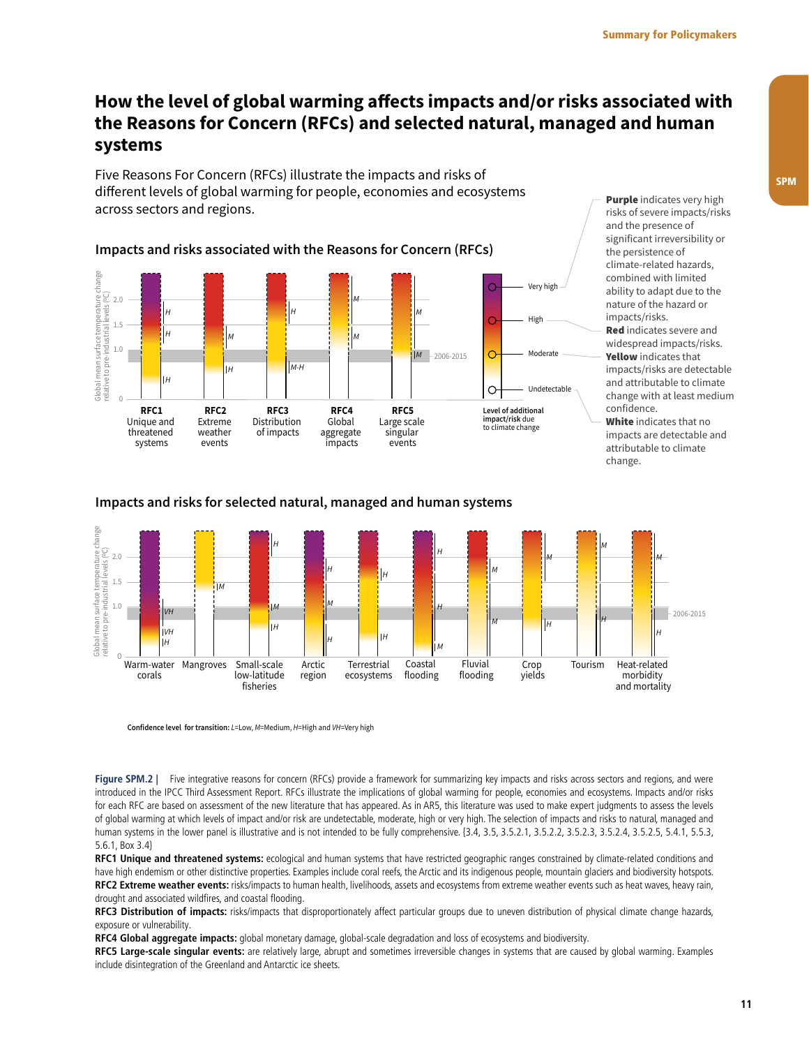# How the level of global warming affects impacts and/or risks associated with the Reasons for Concern (RFCs) and selected natural, managed and human systems

Five Reasons For Concern (RFCs) illustrate the impacts and risks of different levels of global warming for people, economies and ecosystems across sectors and regions.

## Impacts and risks associated with the Reasons for Concern (RFCs)

Global mean surface temperature change relative to pre-industrial levels (°C)

2006-2015

**RFC1** Unique and threatened systems

**RFC2** Extreme weather events

**RFC3** Distribution of impacts

**RFC4** Global aggregate impacts

**RFC5** Large scale singular events

Level of additional impact/risk due to climate change: Very high, High, Moderate, Undetectable

**Purple** indicates very high risks of severe impacts/risks and the presence of significant irreversibility or the persistence of climate-related hazards, combined with limited ability to adapt due to the nature of the hazard or impacts/risks.
**Red** indicates severe and widespread impacts/risks.
**Yellow** indicates that impacts/risks are detectable and attributable to climate change with at least medium confidence.
**White** indicates that no impacts are detectable and attributable to climate change.

## Impacts and risks for selected natural, managed and human systems

Global mean surface temperature change relative to pre-industrial levels (°C)

2006-2015

Warm-water corals, Mangroves, Small-scale low-latitude fisheries, Arctic region, Terrestrial ecosystems, Coastal flooding, Fluvial flooding, Crop yields, Tourism, Heat-related morbidity and mortality

**Confidence level for transition:** *L*=Low, *M*=Medium, *H*=High and *VH*=Very high

**Figure SPM.2 |** Five integrative reasons for concern (RFCs) provide a framework for summarizing key impacts and risks across sectors and regions, and were introduced in the IPCC Third Assessment Report. RFCs illustrate the implications of global warming for people, economies and ecosystems. Impacts and/or risks for each RFC are based on assessment of the new literature that has appeared. As in AR5, this literature was used to make expert judgments to assess the levels of global warming at which levels of impact and/or risk are undetectable, moderate, high or very high. The selection of impacts and risks to natural, managed and human systems in the lower panel is illustrative and is not intended to be fully comprehensive. {3.4, 3.5, 3.5.2.1, 3.5.2.2, 3.5.2.3, 3.5.2.4, 3.5.2.5, 5.4.1, 5.5.3, 5.6.1, Box 3.4}

**RFC1 Unique and threatened systems:** ecological and human systems that have restricted geographic ranges constrained by climate-related conditions and have high endemism or other distinctive properties. Examples include coral reefs, the Arctic and its indigenous people, mountain glaciers and biodiversity hotspots.
**RFC2 Extreme weather events:** risks/impacts to human health, livelihoods, assets and ecosystems from extreme weather events such as heat waves, heavy rain, drought and associated wildfires, and coastal flooding.
**RFC3 Distribution of impacts:** risks/impacts that disproportionately affect particular groups due to uneven distribution of physical climate change hazards, exposure or vulnerability.
**RFC4 Global aggregate impacts:** global monetary damage, global-scale degradation and loss of ecosystems and biodiversity.
**RFC5 Large-scale singular events:** are relatively large, abrupt and sometimes irreversible changes in systems that are caused by global warming. Examples include disintegration of the Greenland and Antarctic ice sheets.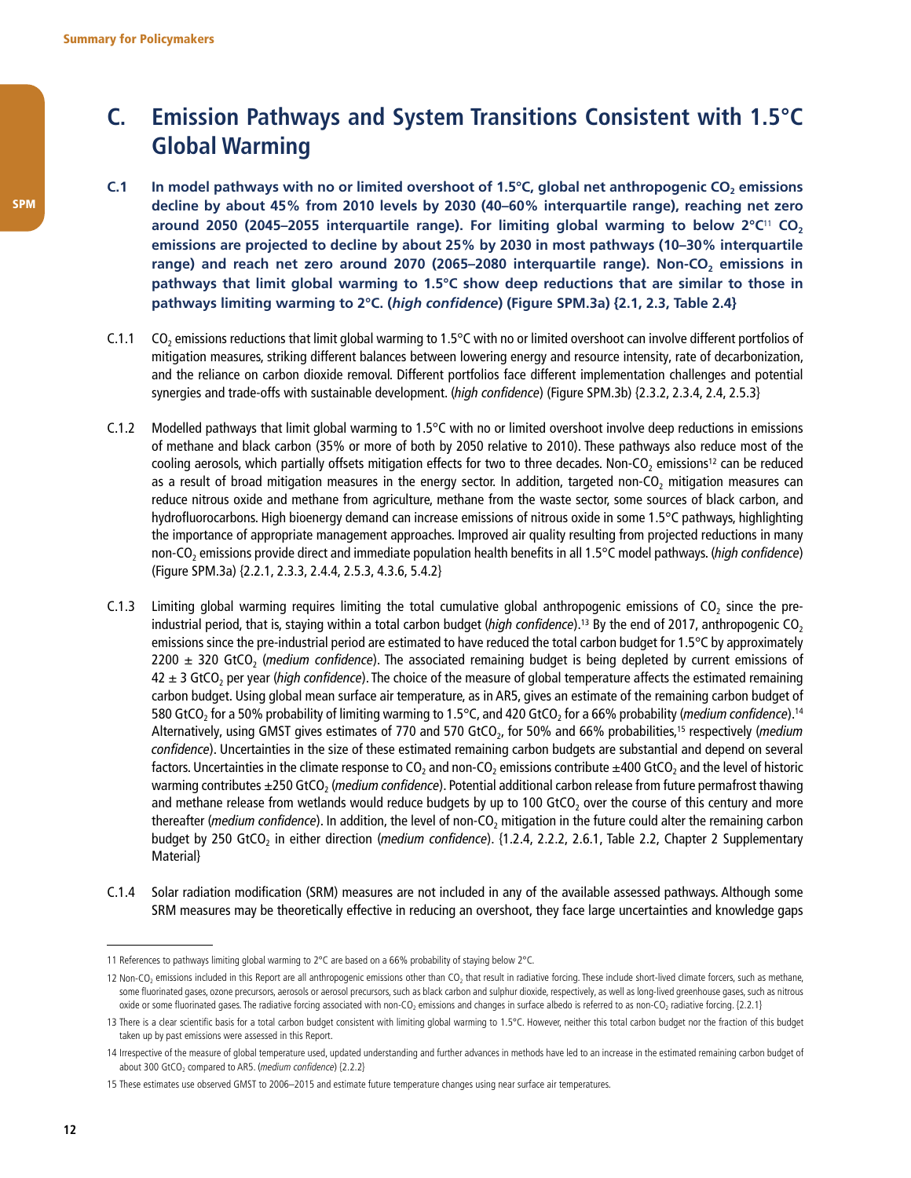# C. Emission Pathways and System Transitions Consistent with 1.5°C Global Warming

**C.1 In model pathways with no or limited overshoot of 1.5°C, global net anthropogenic $CO_2$ emissions decline by about 45% from 2010 levels by 2030 (40–60% interquartile range), reaching net zero around 2050 (2045–2055 interquartile range). For limiting global warming to below 2°C[11] $CO_2$ emissions are projected to decline by about 25% by 2030 in most pathways (10–30% interquartile range) and reach net zero around 2070 (2065–2080 interquartile range). Non-$CO_2$ emissions in pathways that limit global warming to 1.5°C show deep reductions that are similar to those in pathways limiting warming to 2°C. (*high confidence*) (Figure SPM.3a) {2.1, 2.3, Table 2.4}**

C.1.1 $CO_2$ emissions reductions that limit global warming to 1.5°C with no or limited overshoot can involve different portfolios of mitigation measures, striking different balances between lowering energy and resource intensity, rate of decarbonization, and the reliance on carbon dioxide removal. Different portfolios face different implementation challenges and potential synergies and trade-offs with sustainable development. (*high confidence*) (Figure SPM.3b) {2.3.2, 2.3.4, 2.4, 2.5.3}

C.1.2 Modelled pathways that limit global warming to 1.5°C with no or limited overshoot involve deep reductions in emissions of methane and black carbon (35% or more of both by 2050 relative to 2010). These pathways also reduce most of the cooling aerosols, which partially offsets mitigation effects for two to three decades. Non-$CO_2$ emissions[12] can be reduced as a result of broad mitigation measures in the energy sector. In addition, targeted non-$CO_2$ mitigation measures can reduce nitrous oxide and methane from agriculture, methane from the waste sector, some sources of black carbon, and hydrofluorocarbons. High bioenergy demand can increase emissions of nitrous oxide in some 1.5°C pathways, highlighting the importance of appropriate management approaches. Improved air quality resulting from projected reductions in many non-$CO_2$ emissions provide direct and immediate population health benefits in all 1.5°C model pathways. (*high confidence*) (Figure SPM.3a) {2.2.1, 2.3.3, 2.4.4, 2.5.3, 4.3.6, 5.4.2}

C.1.3 Limiting global warming requires limiting the total cumulative global anthropogenic emissions of $CO_2$ since the pre-industrial period, that is, staying within a total carbon budget (*high confidence*).[13] By the end of 2017, anthropogenic $CO_2$ emissions since the pre-industrial period are estimated to have reduced the total carbon budget for 1.5°C by approximately 2200 ± 320 $GtCO_2$ (*medium confidence*). The associated remaining budget is being depleted by current emissions of 42 ± 3 $GtCO_2$ per year (*high confidence*). The choice of the measure of global temperature affects the estimated remaining carbon budget. Using global mean surface air temperature, as in AR5, gives an estimate of the remaining carbon budget of 580 $GtCO_2$ for a 50% probability of limiting warming to 1.5°C, and 420 $GtCO_2$ for a 66% probability (*medium confidence*).[14] Alternatively, using GMST gives estimates of 770 and 570 $GtCO_2$, for 50% and 66% probabilities,[15] respectively (*medium confidence*). Uncertainties in the size of these estimated remaining carbon budgets are substantial and depend on several factors. Uncertainties in the climate response to $CO_2$ and non-$CO_2$ emissions contribute ±400 $GtCO_2$ and the level of historic warming contributes ±250 $GtCO_2$ (*medium confidence*). Potential additional carbon release from future permafrost thawing and methane release from wetlands would reduce budgets by up to 100 $GtCO_2$ over the course of this century and more thereafter (*medium confidence*). In addition, the level of non-$CO_2$ mitigation in the future could alter the remaining carbon budget by 250 $GtCO_2$ in either direction (*medium confidence*). {1.2.4, 2.2.2, 2.6.1, Table 2.2, Chapter 2 Supplementary Material}

C.1.4 Solar radiation modification (SRM) measures are not included in any of the available assessed pathways. Although some SRM measures may be theoretically effective in reducing an overshoot, they face large uncertainties and knowledge gaps

---

11 References to pathways limiting global warming to 2°C are based on a 66% probability of staying below 2°C.

12 Non-$CO_2$ emissions included in this Report are all anthropogenic emissions other than $CO_2$ that result in radiative forcing. These include short-lived climate forcers, such as methane, some fluorinated gases, ozone precursors, aerosols or aerosol precursors, such as black carbon and sulphur dioxide, respectively, as well as long-lived greenhouse gases, such as nitrous oxide or some fluorinated gases. The radiative forcing associated with non-$CO_2$ emissions and changes in surface albedo is referred to as non-$CO_2$ radiative forcing. {2.2.1}

13 There is a clear scientific basis for a total carbon budget consistent with limiting global warming to 1.5°C. However, neither this total carbon budget nor the fraction of this budget taken up by past emissions were assessed in this Report.

14 Irrespective of the measure of global temperature used, updated understanding and further advances in methods have led to an increase in the estimated remaining carbon budget of about 300 $GtCO_2$ compared to AR5. (*medium confidence*) {2.2.2}

15 These estimates use observed GMST to 2006–2015 and estimate future temperature changes using near surface air temperatures.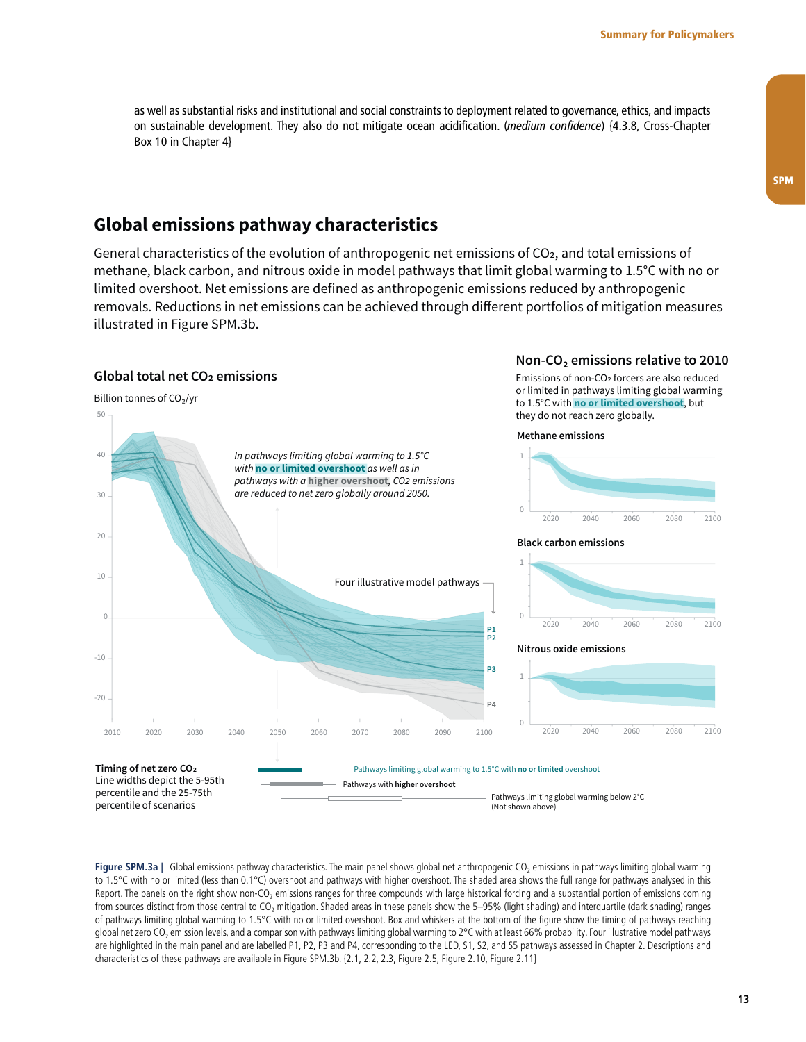as well as substantial risks and institutional and social constraints to deployment related to governance, ethics, and impacts on sustainable development. They also do not mitigate ocean acidification. (*medium confidence*) {4.3.8, Cross-Chapter Box 10 in Chapter 4}

## Global emissions pathway characteristics

General characteristics of the evolution of anthropogenic net emissions of $CO_2$, and total emissions of methane, black carbon, and nitrous oxide in model pathways that limit global warming to 1.5°C with no or limited overshoot. Net emissions are defined as anthropogenic emissions reduced by anthropogenic removals. Reductions in net emissions can be achieved through different portfolios of mitigation measures illustrated in Figure SPM.3b.

### Global total net $CO_2$ emissions

Billion tonnes of $CO_2$/yr

*In pathways limiting global warming to 1.5°C with **no or limited overshoot** as well as in pathways with a **higher overshoot**, $CO_2$ emissions are reduced to net zero globally around 2050.*

Four illustrative model pathways

P1, P2, P3, P4

### Non-$CO_2$ emissions relative to 2010

Emissions of non-$CO_2$ forcers are also reduced or limited in pathways limiting global warming to 1.5°C with **no or limited overshoot**, but they do not reach zero globally.

**Methane emissions**

**Black carbon emissions**

**Nitrous oxide emissions**

**Timing of net zero $CO_2$**
Line widths depict the 5-95th percentile and the 25-75th percentile of scenarios

- Pathways limiting global warming to 1.5°C with **no or limited** overshoot
- Pathways with **higher overshoot**
- Pathways limiting global warming below 2°C (Not shown above)

**Figure SPM.3a |** Global emissions pathway characteristics. The main panel shows global net anthropogenic $CO_2$ emissions in pathways limiting global warming to 1.5°C with no or limited (less than 0.1°C) overshoot and pathways with higher overshoot. The shaded area shows the full range for pathways analysed in this Report. The panels on the right show non-$CO_2$ emissions ranges for three compounds with large historical forcing and a substantial portion of emissions coming from sources distinct from those central to $CO_2$ mitigation. Shaded areas in these panels show the 5–95% (light shading) and interquartile (dark shading) ranges of pathways limiting global warming to 1.5°C with no or limited overshoot. Box and whiskers at the bottom of the figure show the timing of pathways reaching global net zero $CO_2$ emission levels, and a comparison with pathways limiting global warming to 2°C with at least 66% probability. Four illustrative model pathways are highlighted in the main panel and are labelled P1, P2, P3 and P4, corresponding to the LED, S1, S2, and S5 pathways assessed in Chapter 2. Descriptions and characteristics of these pathways are available in Figure SPM.3b. {2.1, 2.2, 2.3, Figure 2.5, Figure 2.10, Figure 2.11}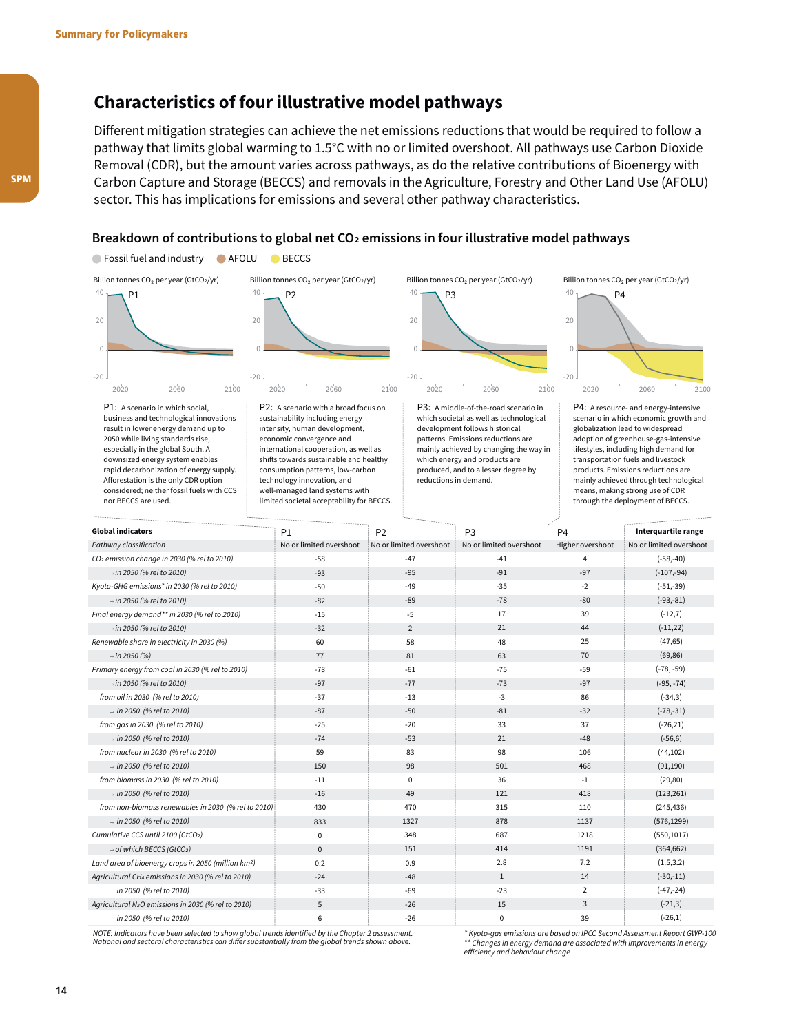## Characteristics of four illustrative model pathways

Different mitigation strategies can achieve the net emissions reductions that would be required to follow a pathway that limits global warming to 1.5°C with no or limited overshoot. All pathways use Carbon Dioxide Removal (CDR), but the amount varies across pathways, as do the relative contributions of Bioenergy with Carbon Capture and Storage (BECCS) and removals in the Agriculture, Forestry and Other Land Use (AFOLU) sector. This has implications for emissions and several other pathway characteristics.

### Breakdown of contributions to global net $CO_2$ emissions in four illustrative model pathways

Fossil fuel and industry | AFOLU | BECCS

Billion tonnes $CO_2$ per year ($GtCO_2$/yr)

**P1:** A scenario in which social, business and technological innovations result in lower energy demand up to 2050 while living standards rise, especially in the global South. A downsized energy system enables rapid decarbonization of energy supply. Afforestation is the only CDR option considered; neither fossil fuels with CCS nor BECCS are used.

**P2:** A scenario with a broad focus on sustainability including energy intensity, human development, economic convergence and international cooperation, as well as shifts towards sustainable and healthy consumption patterns, low-carbon technology innovation, and well-managed land systems with limited societal acceptability for BECCS.

**P3:** A middle-of-the-road scenario in which societal as well as technological development follows historical patterns. Emissions reductions are mainly achieved by changing the way in which energy and products are produced, and to a lesser degree by reductions in demand.

**P4:** A resource- and energy-intensive scenario in which economic growth and globalization lead to widespread adoption of greenhouse-gas-intensive lifestyles, including high demand for transportation fuels and livestock products. Emissions reductions are mainly achieved through technological means, making strong use of CDR through the deployment of BECCS.

| Global indicators | P1 | P2 | P3 | P4 | Interquartile range |
|---|---|---|---|---|---|
| *Pathway classification* | No or limited overshoot | No or limited overshoot | No or limited overshoot | Higher overshoot | No or limited overshoot |
| *$CO_2$ emission change in 2030 (% rel to 2010)* | -58 | -47 | -41 | 4 | (-58,-40) |
| *└ in 2050 (% rel to 2010)* | -93 | -95 | -91 | -97 | (-107,-94) |
| *Kyoto-GHG emissions\* in 2030 (% rel to 2010)* | -50 | -49 | -35 | -2 | (-51,-39) |
| *└ in 2050 (% rel to 2010)* | -82 | -89 | -78 | -80 | (-93,-81) |
| *Final energy demand\*\* in 2030 (% rel to 2010)* | -15 | -5 | 17 | 39 | (-12,7) |
| *└ in 2050 (% rel to 2010)* | -32 | 2 | 21 | 44 | (-11,22) |
| *Renewable share in electricity in 2030 (%)* | 60 | 58 | 48 | 25 | (47,65) |
| *└ in 2050 (%)* | 77 | 81 | 63 | 70 | (69,86) |
| *Primary energy from coal in 2030 (% rel to 2010)* | -78 | -61 | -75 | -59 | (-78, -59) |
| *└ in 2050 (% rel to 2010)* | -97 | -77 | -73 | -97 | (-95, -74) |
| *from oil in 2030 (% rel to 2010)* | -37 | -13 | -3 | 86 | (-34,3) |
| *└ in 2050 (% rel to 2010)* | -87 | -50 | -81 | -32 | (-78,-31) |
| *from gas in 2030 (% rel to 2010)* | -25 | -20 | 33 | 37 | (-26,21) |
| *└ in 2050 (% rel to 2010)* | -74 | -53 | 21 | -48 | (-56,6) |
| *from nuclear in 2030 (% rel to 2010)* | 59 | 83 | 98 | 106 | (44,102) |
| *└ in 2050 (% rel to 2010)* | 150 | 98 | 501 | 468 | (91,190) |
| *from biomass in 2030 (% rel to 2010)* | -11 | 0 | 36 | -1 | (29,80) |
| *└ in 2050 (% rel to 2010)* | -16 | 49 | 121 | 418 | (123,261) |
| *from non-biomass renewables in 2030 (% rel to 2010)* | 430 | 470 | 315 | 110 | (245,436) |
| *└ in 2050 (% rel to 2010)* | 833 | 1327 | 878 | 1137 | (576,1299) |
| *Cumulative CCS until 2100 ($GtCO_2$)* | 0 | 348 | 687 | 1218 | (550,1017) |
| *└ of which BECCS ($GtCO_2$)* | 0 | 151 | 414 | 1191 | (364,662) |
| *Land area of bioenergy crops in 2050 (million km²)* | 0.2 | 0.9 | 2.8 | 7.2 | (1.5,3.2) |
| *Agricultural $CH_4$ emissions in 2030 (% rel to 2010)* | -24 | -48 | 1 | 14 | (-30,-11) |
| *in 2050 (% rel to 2010)* | -33 | -69 | -23 | 2 | (-47,-24) |
| *Agricultural $N_2O$ emissions in 2030 (% rel to 2010)* | 5 | -26 | 15 | 3 | (-21,3) |
| *in 2050 (% rel to 2010)* | 6 | -26 | 0 | 39 | (-26,1) |

*NOTE: Indicators have been selected to show global trends identified by the Chapter 2 assessment. National and sectoral characteristics can differ substantially from the global trends shown above.*

*\* Kyoto-gas emissions are based on IPCC Second Assessment Report GWP-100*
*\*\* Changes in energy demand are associated with improvements in energy efficiency and behaviour change*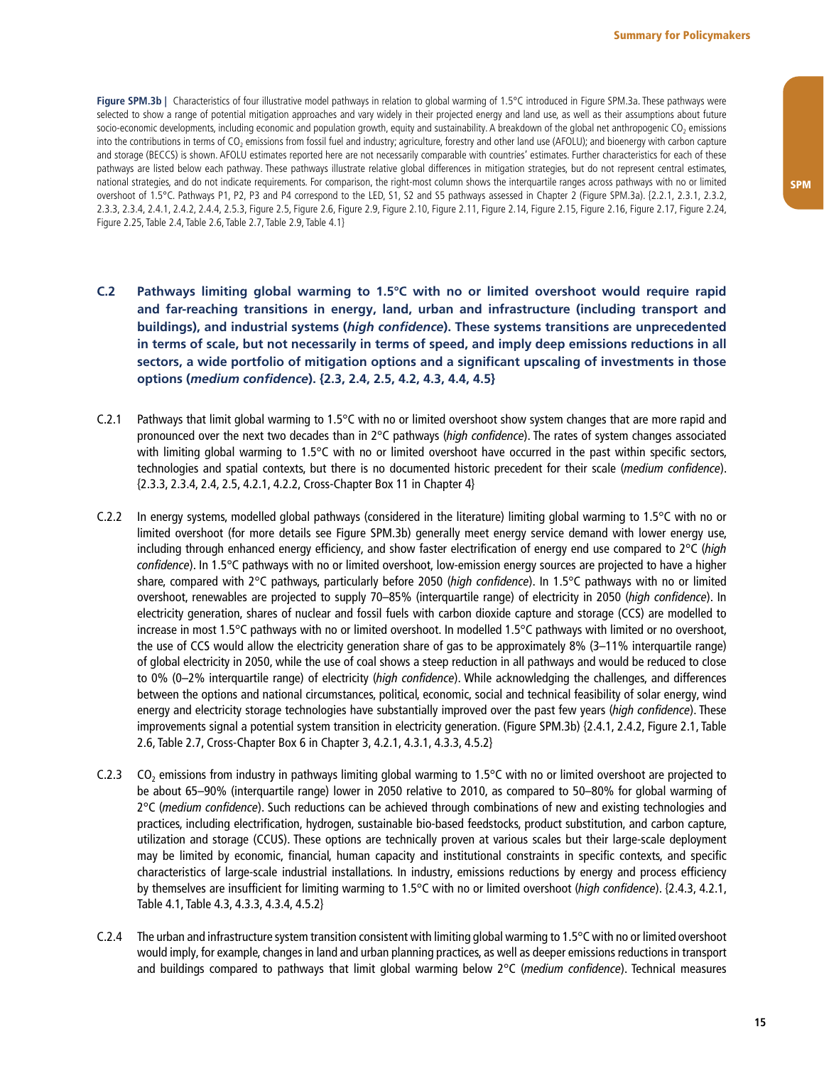**Figure SPM.3b |** Characteristics of four illustrative model pathways in relation to global warming of 1.5°C introduced in Figure SPM.3a. These pathways were selected to show a range of potential mitigation approaches and vary widely in their projected energy and land use, as well as their assumptions about future socio-economic developments, including economic and population growth, equity and sustainability. A breakdown of the global net anthropogenic $CO_2$ emissions into the contributions in terms of $CO_2$ emissions from fossil fuel and industry; agriculture, forestry and other land use (AFOLU); and bioenergy with carbon capture and storage (BECCS) is shown. AFOLU estimates reported here are not necessarily comparable with countries' estimates. Further characteristics for each of these pathways are listed below each pathway. These pathways illustrate relative global differences in mitigation strategies, but do not represent central estimates, national strategies, and do not indicate requirements. For comparison, the right-most column shows the interquartile ranges across pathways with no or limited overshoot of 1.5°C. Pathways P1, P2, P3 and P4 correspond to the LED, S1, S2 and S5 pathways assessed in Chapter 2 (Figure SPM.3a). {2.2.1, 2.3.1, 2.3.2, 2.3.3, 2.3.4, 2.4.1, 2.4.2, 2.4.4, 2.5.3, Figure 2.5, Figure 2.6, Figure 2.9, Figure 2.10, Figure 2.11, Figure 2.14, Figure 2.15, Figure 2.16, Figure 2.17, Figure 2.24, Figure 2.25, Table 2.4, Table 2.6, Table 2.7, Table 2.9, Table 4.1}

**C.2 Pathways limiting global warming to 1.5°C with no or limited overshoot would require rapid and far-reaching transitions in energy, land, urban and infrastructure (including transport and buildings), and industrial systems (*high confidence*). These systems transitions are unprecedented in terms of scale, but not necessarily in terms of speed, and imply deep emissions reductions in all sectors, a wide portfolio of mitigation options and a significant upscaling of investments in those options (*medium confidence*). {2.3, 2.4, 2.5, 4.2, 4.3, 4.4, 4.5}**

C.2.1 Pathways that limit global warming to 1.5°C with no or limited overshoot show system changes that are more rapid and pronounced over the next two decades than in 2°C pathways (*high confidence*). The rates of system changes associated with limiting global warming to 1.5°C with no or limited overshoot have occurred in the past within specific sectors, technologies and spatial contexts, but there is no documented historic precedent for their scale (*medium confidence*). {2.3.3, 2.3.4, 2.4, 2.5, 4.2.1, 4.2.2, Cross-Chapter Box 11 in Chapter 4}

C.2.2 In energy systems, modelled global pathways (considered in the literature) limiting global warming to 1.5°C with no or limited overshoot (for more details see Figure SPM.3b) generally meet energy service demand with lower energy use, including through enhanced energy efficiency, and show faster electrification of energy end use compared to 2°C (*high confidence*). In 1.5°C pathways with no or limited overshoot, low-emission energy sources are projected to have a higher share, compared with 2°C pathways, particularly before 2050 (*high confidence*). In 1.5°C pathways with no or limited overshoot, renewables are projected to supply 70–85% (interquartile range) of electricity in 2050 (*high confidence*). In electricity generation, shares of nuclear and fossil fuels with carbon dioxide capture and storage (CCS) are modelled to increase in most 1.5°C pathways with no or limited overshoot. In modelled 1.5°C pathways with limited or no overshoot, the use of CCS would allow the electricity generation share of gas to be approximately 8% (3–11% interquartile range) of global electricity in 2050, while the use of coal shows a steep reduction in all pathways and would be reduced to close to 0% (0–2% interquartile range) of electricity (*high confidence*). While acknowledging the challenges, and differences between the options and national circumstances, political, economic, social and technical feasibility of solar energy, wind energy and electricity storage technologies have substantially improved over the past few years (*high confidence*). These improvements signal a potential system transition in electricity generation. (Figure SPM.3b) {2.4.1, 2.4.2, Figure 2.1, Table 2.6, Table 2.7, Cross-Chapter Box 6 in Chapter 3, 4.2.1, 4.3.1, 4.3.3, 4.5.2}

C.2.3 $CO_2$ emissions from industry in pathways limiting global warming to 1.5°C with no or limited overshoot are projected to be about 65–90% (interquartile range) lower in 2050 relative to 2010, as compared to 50–80% for global warming of 2°C (*medium confidence*). Such reductions can be achieved through combinations of new and existing technologies and practices, including electrification, hydrogen, sustainable bio-based feedstocks, product substitution, and carbon capture, utilization and storage (CCUS). These options are technically proven at various scales but their large-scale deployment may be limited by economic, financial, human capacity and institutional constraints in specific contexts, and specific characteristics of large-scale industrial installations. In industry, emissions reductions by energy and process efficiency by themselves are insufficient for limiting warming to 1.5°C with no or limited overshoot (*high confidence*). {2.4.3, 4.2.1, Table 4.1, Table 4.3, 4.3.3, 4.3.4, 4.5.2}

C.2.4 The urban and infrastructure system transition consistent with limiting global warming to 1.5°C with no or limited overshoot would imply, for example, changes in land and urban planning practices, as well as deeper emissions reductions in transport and buildings compared to pathways that limit global warming below 2°C (*medium confidence*). Technical measures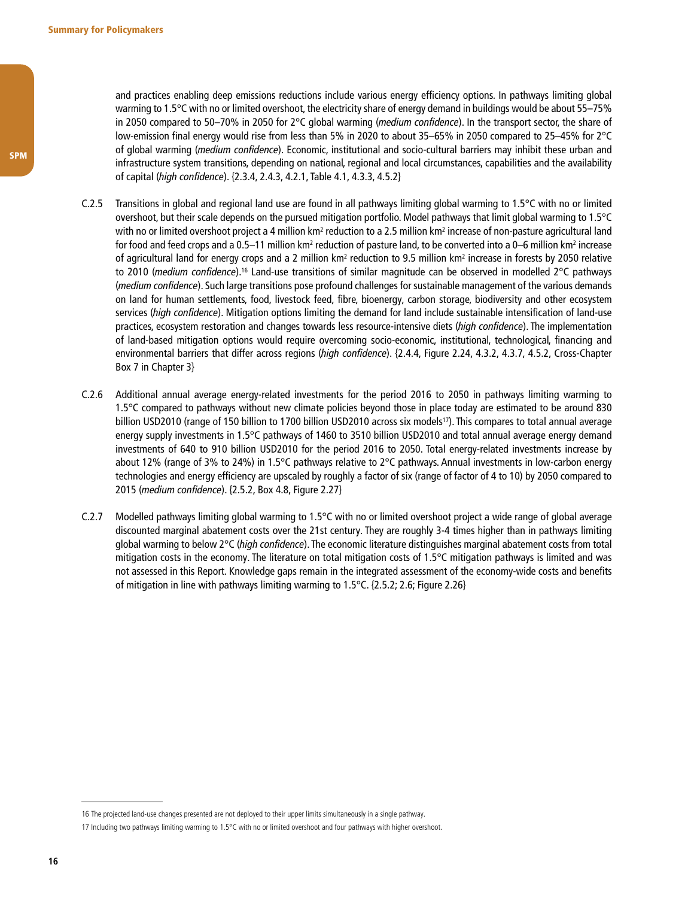and practices enabling deep emissions reductions include various energy efficiency options. In pathways limiting global warming to 1.5°C with no or limited overshoot, the electricity share of energy demand in buildings would be about 55–75% in 2050 compared to 50–70% in 2050 for 2°C global warming (*medium confidence*). In the transport sector, the share of low-emission final energy would rise from less than 5% in 2020 to about 35–65% in 2050 compared to 25–45% for 2°C of global warming (*medium confidence*). Economic, institutional and socio-cultural barriers may inhibit these urban and infrastructure system transitions, depending on national, regional and local circumstances, capabilities and the availability of capital (*high confidence*). {2.3.4, 2.4.3, 4.2.1, Table 4.1, 4.3.3, 4.5.2}

C.2.5 Transitions in global and regional land use are found in all pathways limiting global warming to 1.5°C with no or limited overshoot, but their scale depends on the pursued mitigation portfolio. Model pathways that limit global warming to 1.5°C with no or limited overshoot project a 4 million km$^2$ reduction to a 2.5 million km$^2$ increase of non-pasture agricultural land for food and feed crops and a 0.5–11 million km$^2$ reduction of pasture land, to be converted into a 0–6 million km$^2$ increase of agricultural land for energy crops and a 2 million km$^2$ reduction to 9.5 million km$^2$ increase in forests by 2050 relative to 2010 (*medium confidence*).[16] Land-use transitions of similar magnitude can be observed in modelled 2°C pathways (*medium confidence*). Such large transitions pose profound challenges for sustainable management of the various demands on land for human settlements, food, livestock feed, fibre, bioenergy, carbon storage, biodiversity and other ecosystem services (*high confidence*). Mitigation options limiting the demand for land include sustainable intensification of land-use practices, ecosystem restoration and changes towards less resource-intensive diets (*high confidence*). The implementation of land-based mitigation options would require overcoming socio-economic, institutional, technological, financing and environmental barriers that differ across regions (*high confidence*). {2.4.4, Figure 2.24, 4.3.2, 4.3.7, 4.5.2, Cross-Chapter Box 7 in Chapter 3}

C.2.6 Additional annual average energy-related investments for the period 2016 to 2050 in pathways limiting warming to 1.5°C compared to pathways without new climate policies beyond those in place today are estimated to be around 830 billion USD2010 (range of 150 billion to 1700 billion USD2010 across six models[17]). This compares to total annual average energy supply investments in 1.5°C pathways of 1460 to 3510 billion USD2010 and total annual average energy demand investments of 640 to 910 billion USD2010 for the period 2016 to 2050. Total energy-related investments increase by about 12% (range of 3% to 24%) in 1.5°C pathways relative to 2°C pathways. Annual investments in low-carbon energy technologies and energy efficiency are upscaled by roughly a factor of six (range of factor of 4 to 10) by 2050 compared to 2015 (*medium confidence*). {2.5.2, Box 4.8, Figure 2.27}

C.2.7 Modelled pathways limiting global warming to 1.5°C with no or limited overshoot project a wide range of global average discounted marginal abatement costs over the 21st century. They are roughly 3-4 times higher than in pathways limiting global warming to below 2°C (*high confidence*). The economic literature distinguishes marginal abatement costs from total mitigation costs in the economy. The literature on total mitigation costs of 1.5°C mitigation pathways is limited and was not assessed in this Report. Knowledge gaps remain in the integrated assessment of the economy-wide costs and benefits of mitigation in line with pathways limiting warming to 1.5°C. {2.5.2; 2.6; Figure 2.26}

---

16 The projected land-use changes presented are not deployed to their upper limits simultaneously in a single pathway.

17 Including two pathways limiting warming to 1.5°C with no or limited overshoot and four pathways with higher overshoot.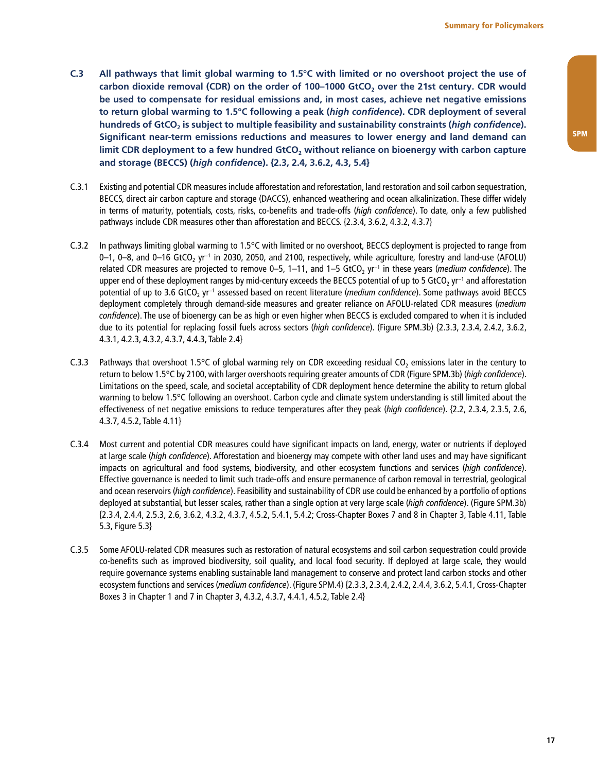**C.3 All pathways that limit global warming to 1.5°C with limited or no overshoot project the use of carbon dioxide removal (CDR) on the order of 100–1000 $GtCO_2$ over the 21st century. CDR would be used to compensate for residual emissions and, in most cases, achieve net negative emissions to return global warming to 1.5°C following a peak (*high confidence*). CDR deployment of several hundreds of $GtCO_2$ is subject to multiple feasibility and sustainability constraints (*high confidence*). Significant near-term emissions reductions and measures to lower energy and land demand can limit CDR deployment to a few hundred $GtCO_2$ without reliance on bioenergy with carbon capture and storage (BECCS) (*high confidence*). {2.3, 2.4, 3.6.2, 4.3, 5.4}**

C.3.1 Existing and potential CDR measures include afforestation and reforestation, land restoration and soil carbon sequestration, BECCS, direct air carbon capture and storage (DACCS), enhanced weathering and ocean alkalinization. These differ widely in terms of maturity, potentials, costs, risks, co-benefits and trade-offs (*high confidence*). To date, only a few published pathways include CDR measures other than afforestation and BECCS. {2.3.4, 3.6.2, 4.3.2, 4.3.7}

C.3.2 In pathways limiting global warming to 1.5°C with limited or no overshoot, BECCS deployment is projected to range from 0–1, 0–8, and 0–16 $GtCO_2\ yr^{-1}$ in 2030, 2050, and 2100, respectively, while agriculture, forestry and land-use (AFOLU) related CDR measures are projected to remove 0–5, 1–11, and 1–5 $GtCO_2\ yr^{-1}$ in these years (*medium confidence*). The upper end of these deployment ranges by mid-century exceeds the BECCS potential of up to 5 $GtCO_2\ yr^{-1}$ and afforestation potential of up to 3.6 $GtCO_2\ yr^{-1}$ assessed based on recent literature (*medium confidence*). Some pathways avoid BECCS deployment completely through demand-side measures and greater reliance on AFOLU-related CDR measures (*medium confidence*). The use of bioenergy can be as high or even higher when BECCS is excluded compared to when it is included due to its potential for replacing fossil fuels across sectors (*high confidence*). (Figure SPM.3b) {2.3.3, 2.3.4, 2.4.2, 3.6.2, 4.3.1, 4.2.3, 4.3.2, 4.3.7, 4.4.3, Table 2.4}

C.3.3 Pathways that overshoot 1.5°C of global warming rely on CDR exceeding residual $CO_2$ emissions later in the century to return to below 1.5°C by 2100, with larger overshoots requiring greater amounts of CDR (Figure SPM.3b) (*high confidence*). Limitations on the speed, scale, and societal acceptability of CDR deployment hence determine the ability to return global warming to below 1.5°C following an overshoot. Carbon cycle and climate system understanding is still limited about the effectiveness of net negative emissions to reduce temperatures after they peak (*high confidence*). {2.2, 2.3.4, 2.3.5, 2.6, 4.3.7, 4.5.2, Table 4.11}

C.3.4 Most current and potential CDR measures could have significant impacts on land, energy, water or nutrients if deployed at large scale (*high confidence*). Afforestation and bioenergy may compete with other land uses and may have significant impacts on agricultural and food systems, biodiversity, and other ecosystem functions and services (*high confidence*). Effective governance is needed to limit such trade-offs and ensure permanence of carbon removal in terrestrial, geological and ocean reservoirs (*high confidence*). Feasibility and sustainability of CDR use could be enhanced by a portfolio of options deployed at substantial, but lesser scales, rather than a single option at very large scale (*high confidence*). (Figure SPM.3b) {2.3.4, 2.4.4, 2.5.3, 2.6, 3.6.2, 4.3.2, 4.3.7, 4.5.2, 5.4.1, 5.4.2; Cross-Chapter Boxes 7 and 8 in Chapter 3, Table 4.11, Table 5.3, Figure 5.3}

C.3.5 Some AFOLU-related CDR measures such as restoration of natural ecosystems and soil carbon sequestration could provide co-benefits such as improved biodiversity, soil quality, and local food security. If deployed at large scale, they would require governance systems enabling sustainable land management to conserve and protect land carbon stocks and other ecosystem functions and services (*medium confidence*). (Figure SPM.4) {2.3.3, 2.3.4, 2.4.2, 2.4.4, 3.6.2, 5.4.1, Cross-Chapter Boxes 3 in Chapter 1 and 7 in Chapter 3, 4.3.2, 4.3.7, 4.4.1, 4.5.2, Table 2.4}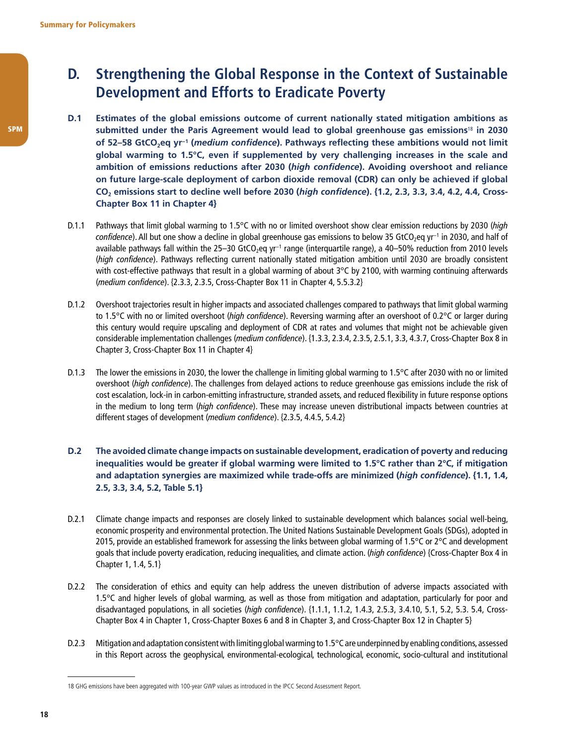## D. Strengthening the Global Response in the Context of Sustainable Development and Efforts to Eradicate Poverty

**D.1 Estimates of the global emissions outcome of current nationally stated mitigation ambitions as submitted under the Paris Agreement would lead to global greenhouse gas emissions[18] in 2030 of 52–58 $GtCO_2eq\ yr^{-1}$ (*medium confidence*). Pathways reflecting these ambitions would not limit global warming to 1.5°C, even if supplemented by very challenging increases in the scale and ambition of emissions reductions after 2030 (*high confidence*). Avoiding overshoot and reliance on future large-scale deployment of carbon dioxide removal (CDR) can only be achieved if global $CO_2$ emissions start to decline well before 2030 (*high confidence*). {1.2, 2.3, 3.3, 3.4, 4.2, 4.4, Cross-Chapter Box 11 in Chapter 4}**

D.1.1 Pathways that limit global warming to 1.5°C with no or limited overshoot show clear emission reductions by 2030 (*high confidence*). All but one show a decline in global greenhouse gas emissions to below 35 $GtCO_2eq\ yr^{-1}$ in 2030, and half of available pathways fall within the 25–30 $GtCO_2eq\ yr^{-1}$ range (interquartile range), a 40–50% reduction from 2010 levels (*high confidence*). Pathways reflecting current nationally stated mitigation ambition until 2030 are broadly consistent with cost-effective pathways that result in a global warming of about 3°C by 2100, with warming continuing afterwards (*medium confidence*). {2.3.3, 2.3.5, Cross-Chapter Box 11 in Chapter 4, 5.5.3.2}

D.1.2 Overshoot trajectories result in higher impacts and associated challenges compared to pathways that limit global warming to 1.5°C with no or limited overshoot (*high confidence*). Reversing warming after an overshoot of 0.2°C or larger during this century would require upscaling and deployment of CDR at rates and volumes that might not be achievable given considerable implementation challenges (*medium confidence*). {1.3.3, 2.3.4, 2.3.5, 2.5.1, 3.3, 4.3.7, Cross-Chapter Box 8 in Chapter 3, Cross-Chapter Box 11 in Chapter 4}

D.1.3 The lower the emissions in 2030, the lower the challenge in limiting global warming to 1.5°C after 2030 with no or limited overshoot (*high confidence*). The challenges from delayed actions to reduce greenhouse gas emissions include the risk of cost escalation, lock-in in carbon-emitting infrastructure, stranded assets, and reduced flexibility in future response options in the medium to long term (*high confidence*). These may increase uneven distributional impacts between countries at different stages of development (*medium confidence*). {2.3.5, 4.4.5, 5.4.2}

**D.2 The avoided climate change impacts on sustainable development, eradication of poverty and reducing inequalities would be greater if global warming were limited to 1.5°C rather than 2°C, if mitigation and adaptation synergies are maximized while trade-offs are minimized (*high confidence*). {1.1, 1.4, 2.5, 3.3, 3.4, 5.2, Table 5.1}**

D.2.1 Climate change impacts and responses are closely linked to sustainable development which balances social well-being, economic prosperity and environmental protection. The United Nations Sustainable Development Goals (SDGs), adopted in 2015, provide an established framework for assessing the links between global warming of 1.5°C or 2°C and development goals that include poverty eradication, reducing inequalities, and climate action. (*high confidence*) {Cross-Chapter Box 4 in Chapter 1, 1.4, 5.1}

D.2.2 The consideration of ethics and equity can help address the uneven distribution of adverse impacts associated with 1.5°C and higher levels of global warming, as well as those from mitigation and adaptation, particularly for poor and disadvantaged populations, in all societies (*high confidence*). {1.1.1, 1.1.2, 1.4.3, 2.5.3, 3.4.10, 5.1, 5.2, 5.3. 5.4, Cross-Chapter Box 4 in Chapter 1, Cross-Chapter Boxes 6 and 8 in Chapter 3, and Cross-Chapter Box 12 in Chapter 5}

D.2.3 Mitigation and adaptation consistent with limiting global warming to 1.5°C are underpinned by enabling conditions, assessed in this Report across the geophysical, environmental-ecological, technological, economic, socio-cultural and institutional

18 GHG emissions have been aggregated with 100-year GWP values as introduced in the IPCC Second Assessment Report.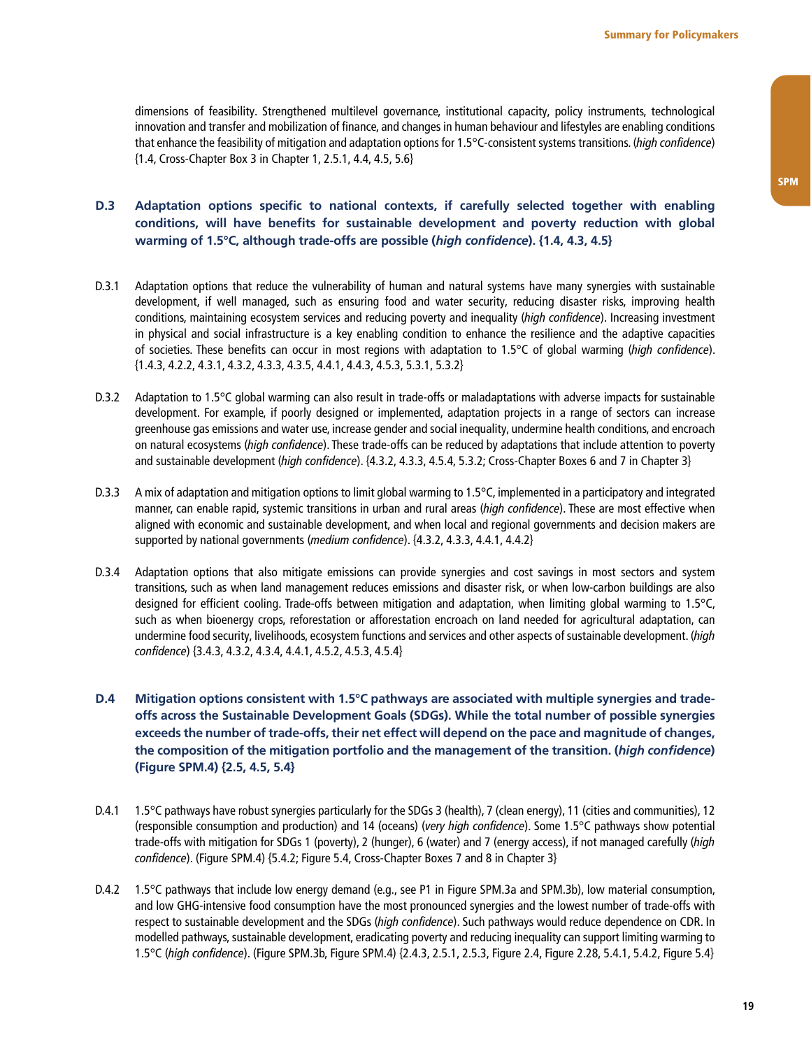dimensions of feasibility. Strengthened multilevel governance, institutional capacity, policy instruments, technological innovation and transfer and mobilization of finance, and changes in human behaviour and lifestyles are enabling conditions that enhance the feasibility of mitigation and adaptation options for 1.5°C-consistent systems transitions. (*high confidence*) {1.4, Cross-Chapter Box 3 in Chapter 1, 2.5.1, 4.4, 4.5, 5.6}

**D.3 Adaptation options specific to national contexts, if carefully selected together with enabling conditions, will have benefits for sustainable development and poverty reduction with global warming of 1.5°C, although trade-offs are possible (*high confidence*). {1.4, 4.3, 4.5}**

D.3.1 Adaptation options that reduce the vulnerability of human and natural systems have many synergies with sustainable development, if well managed, such as ensuring food and water security, reducing disaster risks, improving health conditions, maintaining ecosystem services and reducing poverty and inequality (*high confidence*). Increasing investment in physical and social infrastructure is a key enabling condition to enhance the resilience and the adaptive capacities of societies. These benefits can occur in most regions with adaptation to 1.5°C of global warming (*high confidence*). {1.4.3, 4.2.2, 4.3.1, 4.3.2, 4.3.3, 4.3.5, 4.4.1, 4.4.3, 4.5.3, 5.3.1, 5.3.2}

D.3.2 Adaptation to 1.5°C global warming can also result in trade-offs or maladaptations with adverse impacts for sustainable development. For example, if poorly designed or implemented, adaptation projects in a range of sectors can increase greenhouse gas emissions and water use, increase gender and social inequality, undermine health conditions, and encroach on natural ecosystems (*high confidence*). These trade-offs can be reduced by adaptations that include attention to poverty and sustainable development (*high confidence*). {4.3.2, 4.3.3, 4.5.4, 5.3.2; Cross-Chapter Boxes 6 and 7 in Chapter 3}

D.3.3 A mix of adaptation and mitigation options to limit global warming to 1.5°C, implemented in a participatory and integrated manner, can enable rapid, systemic transitions in urban and rural areas (*high confidence*). These are most effective when aligned with economic and sustainable development, and when local and regional governments and decision makers are supported by national governments (*medium confidence*). {4.3.2, 4.3.3, 4.4.1, 4.4.2}

D.3.4 Adaptation options that also mitigate emissions can provide synergies and cost savings in most sectors and system transitions, such as when land management reduces emissions and disaster risk, or when low-carbon buildings are also designed for efficient cooling. Trade-offs between mitigation and adaptation, when limiting global warming to 1.5°C, such as when bioenergy crops, reforestation or afforestation encroach on land needed for agricultural adaptation, can undermine food security, livelihoods, ecosystem functions and services and other aspects of sustainable development. (*high confidence*) {3.4.3, 4.3.2, 4.3.4, 4.4.1, 4.5.2, 4.5.3, 4.5.4}

**D.4 Mitigation options consistent with 1.5°C pathways are associated with multiple synergies and trade-offs across the Sustainable Development Goals (SDGs). While the total number of possible synergies exceeds the number of trade-offs, their net effect will depend on the pace and magnitude of changes, the composition of the mitigation portfolio and the management of the transition. (*high confidence*) (Figure SPM.4) {2.5, 4.5, 5.4}**

D.4.1 1.5°C pathways have robust synergies particularly for the SDGs 3 (health), 7 (clean energy), 11 (cities and communities), 12 (responsible consumption and production) and 14 (oceans) (*very high confidence*). Some 1.5°C pathways show potential trade-offs with mitigation for SDGs 1 (poverty), 2 (hunger), 6 (water) and 7 (energy access), if not managed carefully (*high confidence*). (Figure SPM.4) {5.4.2; Figure 5.4, Cross-Chapter Boxes 7 and 8 in Chapter 3}

D.4.2 1.5°C pathways that include low energy demand (e.g., see P1 in Figure SPM.3a and SPM.3b), low material consumption, and low GHG-intensive food consumption have the most pronounced synergies and the lowest number of trade-offs with respect to sustainable development and the SDGs (*high confidence*). Such pathways would reduce dependence on CDR. In modelled pathways, sustainable development, eradicating poverty and reducing inequality can support limiting warming to 1.5°C (*high confidence*). (Figure SPM.3b, Figure SPM.4) {2.4.3, 2.5.1, 2.5.3, Figure 2.4, Figure 2.28, 5.4.1, 5.4.2, Figure 5.4}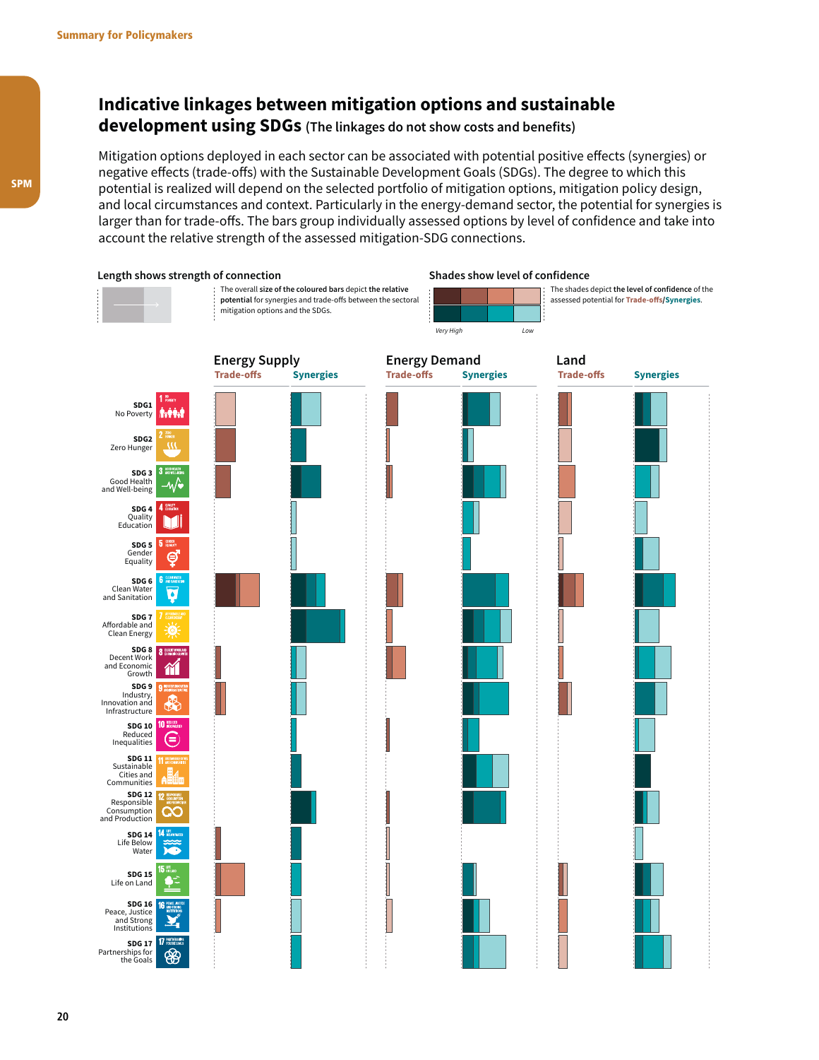## Indicative linkages between mitigation options and sustainable development using SDGs (The linkages do not show costs and benefits)

Mitigation options deployed in each sector can be associated with potential positive effects (synergies) or negative effects (trade-offs) with the Sustainable Development Goals (SDGs). The degree to which this potential is realized will depend on the selected portfolio of mitigation options, mitigation policy design, and local circumstances and context. Particularly in the energy-demand sector, the potential for synergies is larger than for trade-offs. The bars group individually assessed options by level of confidence and take into account the relative strength of the assessed mitigation-SDG connections.

**Length shows strength of connection**

The overall **size of the coloured bars** depict **the relative potential** for synergies and trade-offs between the sectoral mitigation options and the SDGs.

**Shades show level of confidence**

The shades depict **the level of confidence** of the assessed potential for **Trade-offs/Synergies**.

*Very High* — *Low*

**Energy Supply** — Trade-offs | Synergies

**Energy Demand** — Trade-offs | Synergies

**Land** — Trade-offs | Synergies

- SDG1 No Poverty
- SDG2 Zero Hunger
- SDG 3 Good Health and Well-being
- SDG 4 Quality Education
- SDG 5 Gender Equality
- SDG 6 Clean Water and Sanitation
- SDG 7 Affordable and Clean Energy
- SDG 8 Decent Work and Economic Growth
- SDG 9 Industry, Innovation and Infrastructure
- SDG 10 Reduced Inequalities
- SDG 11 Sustainable Cities and Communities
- SDG 12 Responsible Consumption and Production
- SDG 14 Life Below Water
- SDG 15 Life on Land
- SDG 16 Peace, Justice and Strong Institutions
- SDG 17 Partnerships for the Goals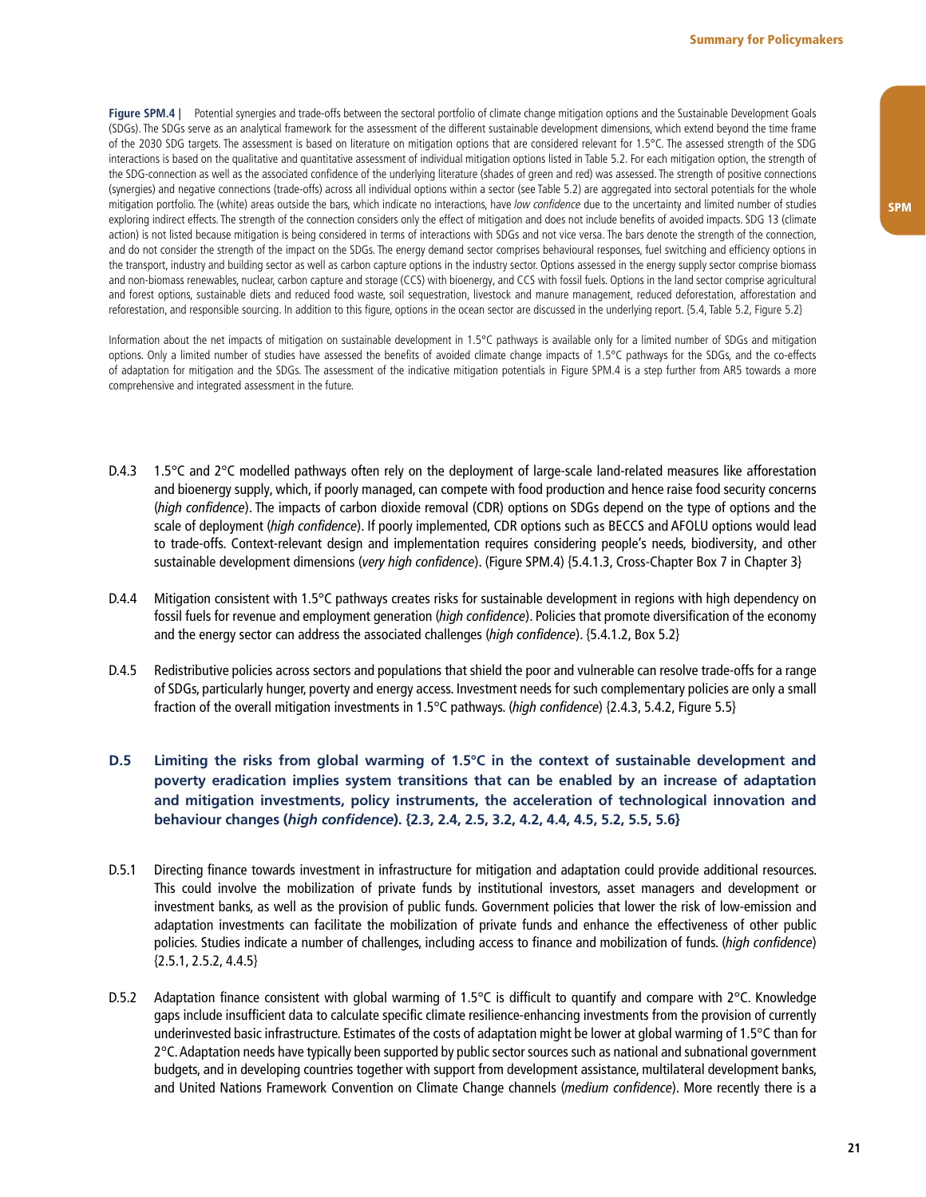**Figure SPM.4 |** Potential synergies and trade-offs between the sectoral portfolio of climate change mitigation options and the Sustainable Development Goals (SDGs). The SDGs serve as an analytical framework for the assessment of the different sustainable development dimensions, which extend beyond the time frame of the 2030 SDG targets. The assessment is based on literature on mitigation options that are considered relevant for 1.5°C. The assessed strength of the SDG interactions is based on the qualitative and quantitative assessment of individual mitigation options listed in Table 5.2. For each mitigation option, the strength of the SDG-connection as well as the associated confidence of the underlying literature (shades of green and red) was assessed. The strength of positive connections (synergies) and negative connections (trade-offs) across all individual options within a sector (see Table 5.2) are aggregated into sectoral potentials for the whole mitigation portfolio. The (white) areas outside the bars, which indicate no interactions, have *low confidence* due to the uncertainty and limited number of studies exploring indirect effects. The strength of the connection considers only the effect of mitigation and does not include benefits of avoided impacts. SDG 13 (climate action) is not listed because mitigation is being considered in terms of interactions with SDGs and not vice versa. The bars denote the strength of the connection, and do not consider the strength of the impact on the SDGs. The energy demand sector comprises behavioural responses, fuel switching and efficiency options in the transport, industry and building sector as well as carbon capture options in the industry sector. Options assessed in the energy supply sector comprise biomass and non-biomass renewables, nuclear, carbon capture and storage (CCS) with bioenergy, and CCS with fossil fuels. Options in the land sector comprise agricultural and forest options, sustainable diets and reduced food waste, soil sequestration, livestock and manure management, reduced deforestation, afforestation and reforestation, and responsible sourcing. In addition to this figure, options in the ocean sector are discussed in the underlying report. {5.4, Table 5.2, Figure 5.2}

Information about the net impacts of mitigation on sustainable development in 1.5°C pathways is available only for a limited number of SDGs and mitigation options. Only a limited number of studies have assessed the benefits of avoided climate change impacts of 1.5°C pathways for the SDGs, and the co-effects of adaptation for mitigation and the SDGs. The assessment of the indicative mitigation potentials in Figure SPM.4 is a step further from AR5 towards a more comprehensive and integrated assessment in the future.

D.4.3 1.5°C and 2°C modelled pathways often rely on the deployment of large-scale land-related measures like afforestation and bioenergy supply, which, if poorly managed, can compete with food production and hence raise food security concerns (*high confidence*). The impacts of carbon dioxide removal (CDR) options on SDGs depend on the type of options and the scale of deployment (*high confidence*). If poorly implemented, CDR options such as BECCS and AFOLU options would lead to trade-offs. Context-relevant design and implementation requires considering people's needs, biodiversity, and other sustainable development dimensions (*very high confidence*). (Figure SPM.4) {5.4.1.3, Cross-Chapter Box 7 in Chapter 3}

D.4.4 Mitigation consistent with 1.5°C pathways creates risks for sustainable development in regions with high dependency on fossil fuels for revenue and employment generation (*high confidence*). Policies that promote diversification of the economy and the energy sector can address the associated challenges (*high confidence*). {5.4.1.2, Box 5.2}

D.4.5 Redistributive policies across sectors and populations that shield the poor and vulnerable can resolve trade-offs for a range of SDGs, particularly hunger, poverty and energy access. Investment needs for such complementary policies are only a small fraction of the overall mitigation investments in 1.5°C pathways. (*high confidence*) {2.4.3, 5.4.2, Figure 5.5}

**D.5 Limiting the risks from global warming of 1.5°C in the context of sustainable development and poverty eradication implies system transitions that can be enabled by an increase of adaptation and mitigation investments, policy instruments, the acceleration of technological innovation and behaviour changes (*high confidence*). {2.3, 2.4, 2.5, 3.2, 4.2, 4.4, 4.5, 5.2, 5.5, 5.6}**

D.5.1 Directing finance towards investment in infrastructure for mitigation and adaptation could provide additional resources. This could involve the mobilization of private funds by institutional investors, asset managers and development or investment banks, as well as the provision of public funds. Government policies that lower the risk of low-emission and adaptation investments can facilitate the mobilization of private funds and enhance the effectiveness of other public policies. Studies indicate a number of challenges, including access to finance and mobilization of funds. (*high confidence*) {2.5.1, 2.5.2, 4.4.5}

D.5.2 Adaptation finance consistent with global warming of 1.5°C is difficult to quantify and compare with 2°C. Knowledge gaps include insufficient data to calculate specific climate resilience-enhancing investments from the provision of currently underinvested basic infrastructure. Estimates of the costs of adaptation might be lower at global warming of 1.5°C than for 2°C. Adaptation needs have typically been supported by public sector sources such as national and subnational government budgets, and in developing countries together with support from development assistance, multilateral development banks, and United Nations Framework Convention on Climate Change channels (*medium confidence*). More recently there is a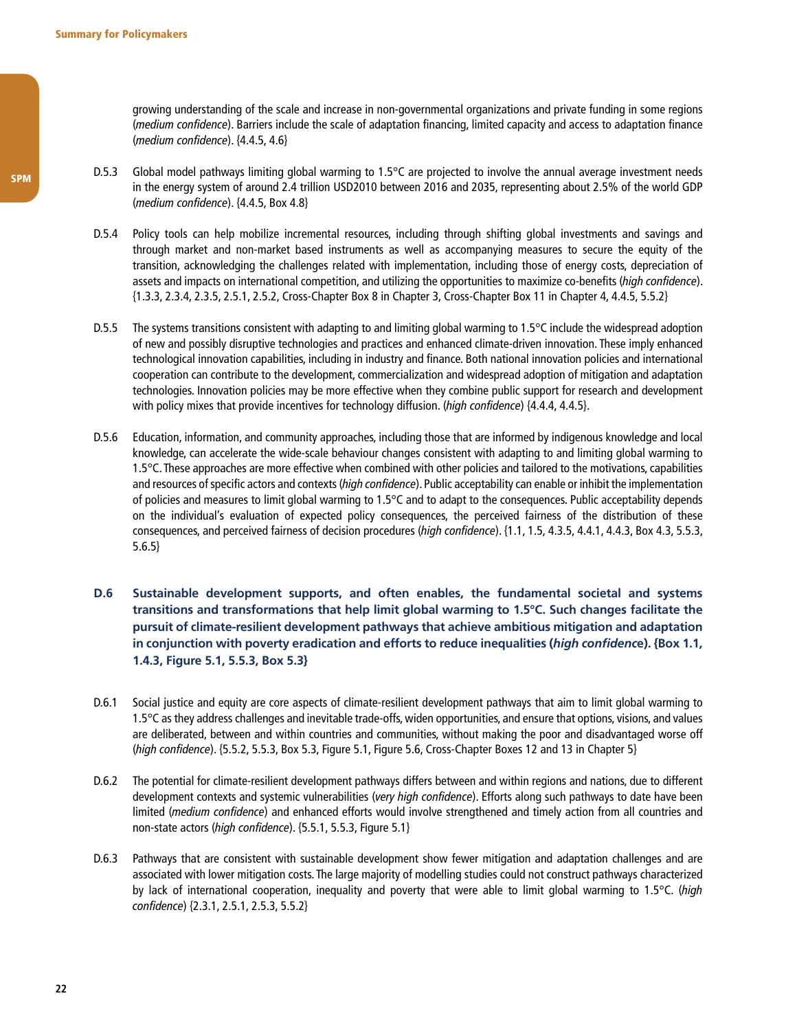growing understanding of the scale and increase in non-governmental organizations and private funding in some regions (*medium confidence*). Barriers include the scale of adaptation financing, limited capacity and access to adaptation finance (*medium confidence*). {4.4.5, 4.6}

D.5.3 Global model pathways limiting global warming to 1.5°C are projected to involve the annual average investment needs in the energy system of around 2.4 trillion USD2010 between 2016 and 2035, representing about 2.5% of the world GDP (*medium confidence*). {4.4.5, Box 4.8}

D.5.4 Policy tools can help mobilize incremental resources, including through shifting global investments and savings and through market and non-market based instruments as well as accompanying measures to secure the equity of the transition, acknowledging the challenges related with implementation, including those of energy costs, depreciation of assets and impacts on international competition, and utilizing the opportunities to maximize co-benefits (*high confidence*). {1.3.3, 2.3.4, 2.3.5, 2.5.1, 2.5.2, Cross-Chapter Box 8 in Chapter 3, Cross-Chapter Box 11 in Chapter 4, 4.4.5, 5.5.2}

D.5.5 The systems transitions consistent with adapting to and limiting global warming to 1.5°C include the widespread adoption of new and possibly disruptive technologies and practices and enhanced climate-driven innovation. These imply enhanced technological innovation capabilities, including in industry and finance. Both national innovation policies and international cooperation can contribute to the development, commercialization and widespread adoption of mitigation and adaptation technologies. Innovation policies may be more effective when they combine public support for research and development with policy mixes that provide incentives for technology diffusion. (*high confidence*) {4.4.4, 4.4.5}.

D.5.6 Education, information, and community approaches, including those that are informed by indigenous knowledge and local knowledge, can accelerate the wide-scale behaviour changes consistent with adapting to and limiting global warming to 1.5°C. These approaches are more effective when combined with other policies and tailored to the motivations, capabilities and resources of specific actors and contexts (*high confidence*). Public acceptability can enable or inhibit the implementation of policies and measures to limit global warming to 1.5°C and to adapt to the consequences. Public acceptability depends on the individual's evaluation of expected policy consequences, the perceived fairness of the distribution of these consequences, and perceived fairness of decision procedures (*high confidence*). {1.1, 1.5, 4.3.5, 4.4.1, 4.4.3, Box 4.3, 5.5.3, 5.6.5}

**D.6 Sustainable development supports, and often enables, the fundamental societal and systems transitions and transformations that help limit global warming to 1.5°C. Such changes facilitate the pursuit of climate-resilient development pathways that achieve ambitious mitigation and adaptation in conjunction with poverty eradication and efforts to reduce inequalities (*high confidence*). {Box 1.1, 1.4.3, Figure 5.1, 5.5.3, Box 5.3}**

D.6.1 Social justice and equity are core aspects of climate-resilient development pathways that aim to limit global warming to 1.5°C as they address challenges and inevitable trade-offs, widen opportunities, and ensure that options, visions, and values are deliberated, between and within countries and communities, without making the poor and disadvantaged worse off (*high confidence*). {5.5.2, 5.5.3, Box 5.3, Figure 5.1, Figure 5.6, Cross-Chapter Boxes 12 and 13 in Chapter 5}

D.6.2 The potential for climate-resilient development pathways differs between and within regions and nations, due to different development contexts and systemic vulnerabilities (*very high confidence*). Efforts along such pathways to date have been limited (*medium confidence*) and enhanced efforts would involve strengthened and timely action from all countries and non-state actors (*high confidence*). {5.5.1, 5.5.3, Figure 5.1}

D.6.3 Pathways that are consistent with sustainable development show fewer mitigation and adaptation challenges and are associated with lower mitigation costs. The large majority of modelling studies could not construct pathways characterized by lack of international cooperation, inequality and poverty that were able to limit global warming to 1.5°C. (*high confidence*) {2.3.1, 2.5.1, 2.5.3, 5.5.2}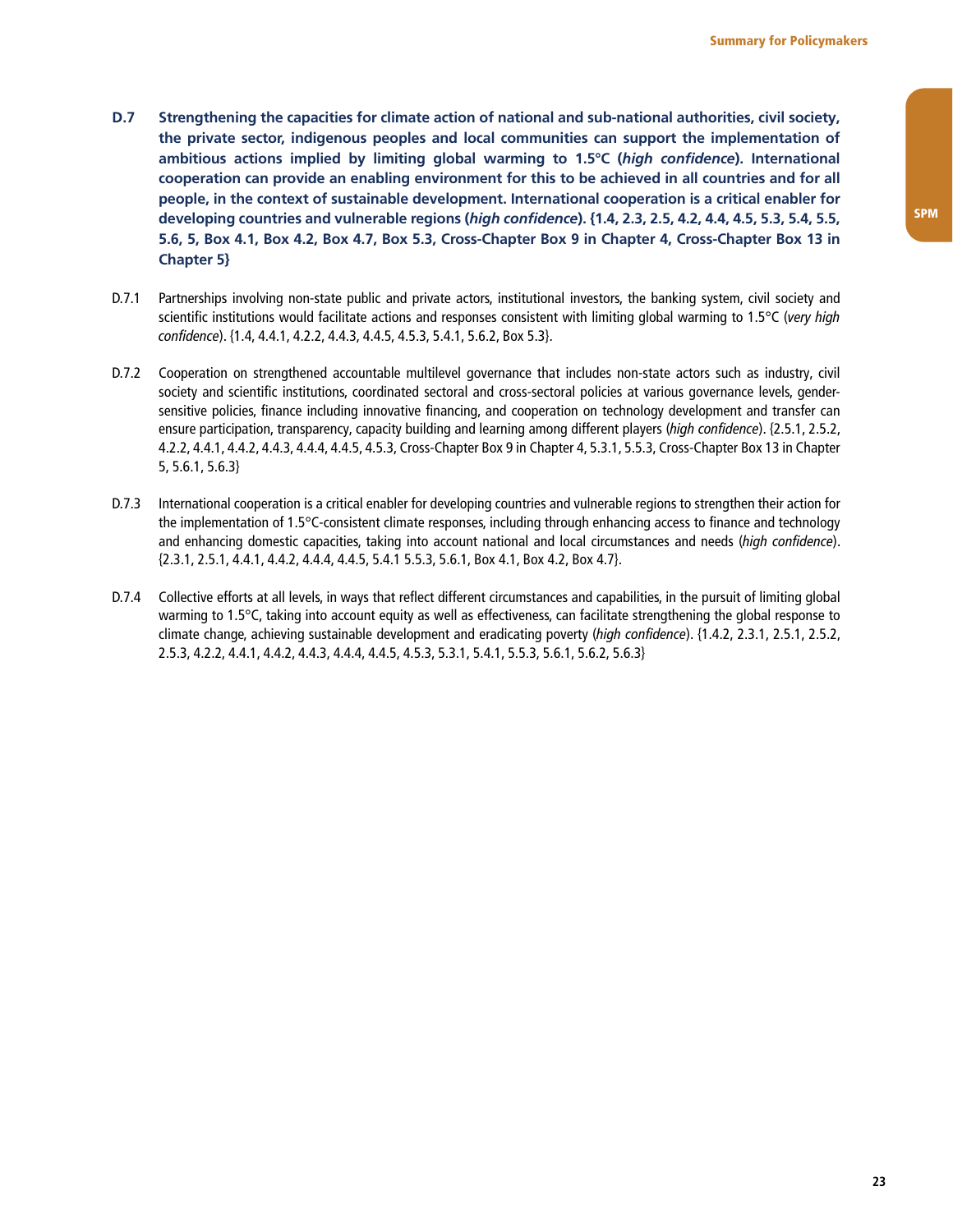**D.7 Strengthening the capacities for climate action of national and sub-national authorities, civil society, the private sector, indigenous peoples and local communities can support the implementation of ambitious actions implied by limiting global warming to 1.5°C (*high confidence*). International cooperation can provide an enabling environment for this to be achieved in all countries and for all people, in the context of sustainable development. International cooperation is a critical enabler for developing countries and vulnerable regions (*high confidence*). {1.4, 2.3, 2.5, 4.2, 4.4, 4.5, 5.3, 5.4, 5.5, 5.6, 5, Box 4.1, Box 4.2, Box 4.7, Box 5.3, Cross-Chapter Box 9 in Chapter 4, Cross-Chapter Box 13 in Chapter 5}**

D.7.1 Partnerships involving non-state public and private actors, institutional investors, the banking system, civil society and scientific institutions would facilitate actions and responses consistent with limiting global warming to 1.5°C (*very high confidence*). {1.4, 4.4.1, 4.2.2, 4.4.3, 4.4.5, 4.5.3, 5.4.1, 5.6.2, Box 5.3}.

D.7.2 Cooperation on strengthened accountable multilevel governance that includes non-state actors such as industry, civil society and scientific institutions, coordinated sectoral and cross-sectoral policies at various governance levels, gender-sensitive policies, finance including innovative financing, and cooperation on technology development and transfer can ensure participation, transparency, capacity building and learning among different players (*high confidence*). {2.5.1, 2.5.2, 4.2.2, 4.4.1, 4.4.2, 4.4.3, 4.4.4, 4.4.5, 4.5.3, Cross-Chapter Box 9 in Chapter 4, 5.3.1, 5.5.3, Cross-Chapter Box 13 in Chapter 5, 5.6.1, 5.6.3}

D.7.3 International cooperation is a critical enabler for developing countries and vulnerable regions to strengthen their action for the implementation of 1.5°C-consistent climate responses, including through enhancing access to finance and technology and enhancing domestic capacities, taking into account national and local circumstances and needs (*high confidence*). {2.3.1, 2.5.1, 4.4.1, 4.4.2, 4.4.4, 4.4.5, 5.4.1 5.5.3, 5.6.1, Box 4.1, Box 4.2, Box 4.7}.

D.7.4 Collective efforts at all levels, in ways that reflect different circumstances and capabilities, in the pursuit of limiting global warming to 1.5°C, taking into account equity as well as effectiveness, can facilitate strengthening the global response to climate change, achieving sustainable development and eradicating poverty (*high confidence*). {1.4.2, 2.3.1, 2.5.1, 2.5.2, 2.5.3, 4.2.2, 4.4.1, 4.4.2, 4.4.3, 4.4.4, 4.4.5, 4.5.3, 5.3.1, 5.4.1, 5.5.3, 5.6.1, 5.6.2, 5.6.3}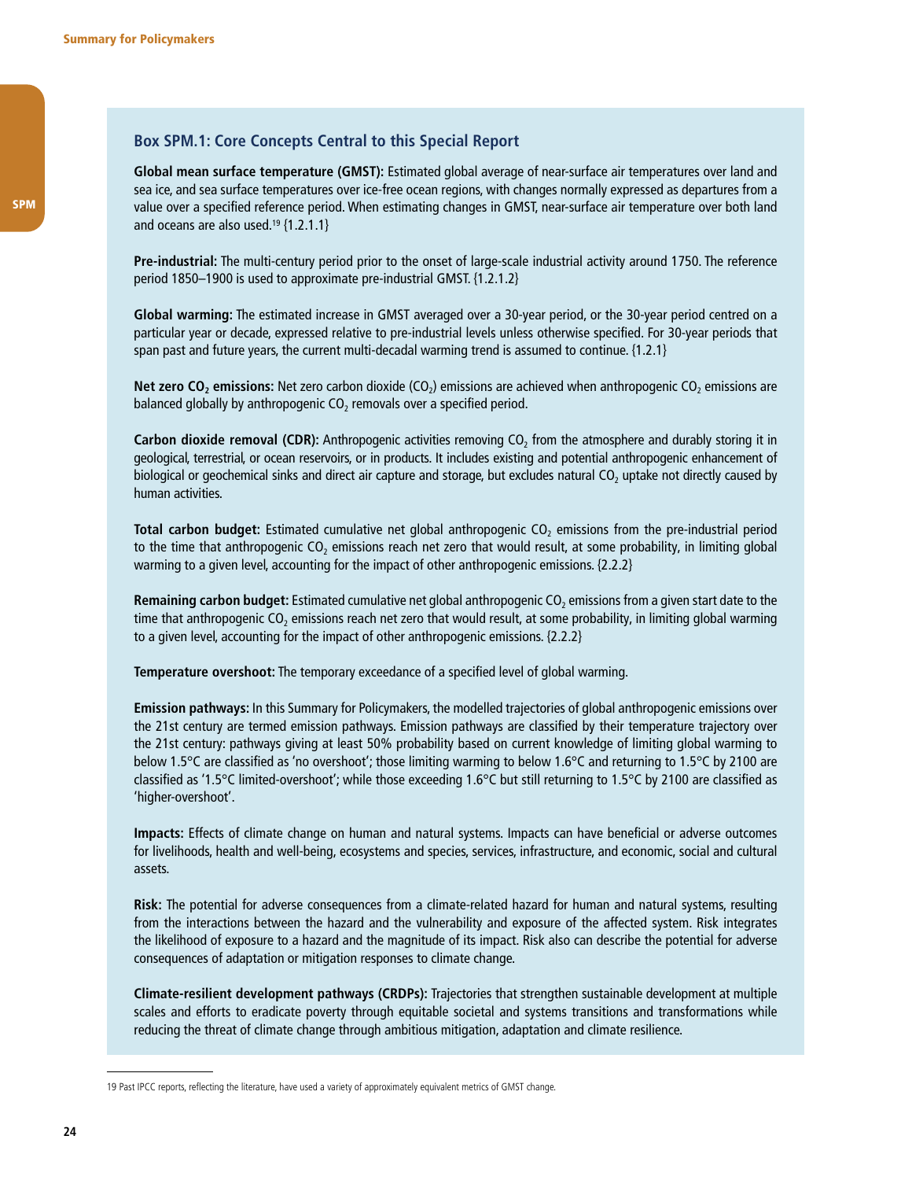## Box SPM.1: Core Concepts Central to this Special Report

**Global mean surface temperature (GMST):** Estimated global average of near-surface air temperatures over land and sea ice, and sea surface temperatures over ice-free ocean regions, with changes normally expressed as departures from a value over a specified reference period. When estimating changes in GMST, near-surface air temperature over both land and oceans are also used.[19] {1.2.1.1}

**Pre-industrial:** The multi-century period prior to the onset of large-scale industrial activity around 1750. The reference period 1850–1900 is used to approximate pre-industrial GMST. {1.2.1.2}

**Global warming:** The estimated increase in GMST averaged over a 30-year period, or the 30-year period centred on a particular year or decade, expressed relative to pre-industrial levels unless otherwise specified. For 30-year periods that span past and future years, the current multi-decadal warming trend is assumed to continue. {1.2.1}

**Net zero $CO_2$ emissions:** Net zero carbon dioxide ($CO_2$) emissions are achieved when anthropogenic $CO_2$ emissions are balanced globally by anthropogenic $CO_2$ removals over a specified period.

**Carbon dioxide removal (CDR):** Anthropogenic activities removing $CO_2$ from the atmosphere and durably storing it in geological, terrestrial, or ocean reservoirs, or in products. It includes existing and potential anthropogenic enhancement of biological or geochemical sinks and direct air capture and storage, but excludes natural $CO_2$ uptake not directly caused by human activities.

**Total carbon budget:** Estimated cumulative net global anthropogenic $CO_2$ emissions from the pre-industrial period to the time that anthropogenic $CO_2$ emissions reach net zero that would result, at some probability, in limiting global warming to a given level, accounting for the impact of other anthropogenic emissions. {2.2.2}

**Remaining carbon budget:** Estimated cumulative net global anthropogenic $CO_2$ emissions from a given start date to the time that anthropogenic $CO_2$ emissions reach net zero that would result, at some probability, in limiting global warming to a given level, accounting for the impact of other anthropogenic emissions. {2.2.2}

**Temperature overshoot:** The temporary exceedance of a specified level of global warming.

**Emission pathways:** In this Summary for Policymakers, the modelled trajectories of global anthropogenic emissions over the 21st century are termed emission pathways. Emission pathways are classified by their temperature trajectory over the 21st century: pathways giving at least 50% probability based on current knowledge of limiting global warming to below 1.5°C are classified as 'no overshoot'; those limiting warming to below 1.6°C and returning to 1.5°C by 2100 are classified as '1.5°C limited-overshoot'; while those exceeding 1.6°C but still returning to 1.5°C by 2100 are classified as 'higher-overshoot'.

**Impacts:** Effects of climate change on human and natural systems. Impacts can have beneficial or adverse outcomes for livelihoods, health and well-being, ecosystems and species, services, infrastructure, and economic, social and cultural assets.

**Risk:** The potential for adverse consequences from a climate-related hazard for human and natural systems, resulting from the interactions between the hazard and the vulnerability and exposure of the affected system. Risk integrates the likelihood of exposure to a hazard and the magnitude of its impact. Risk also can describe the potential for adverse consequences of adaptation or mitigation responses to climate change.

**Climate-resilient development pathways (CRDPs):** Trajectories that strengthen sustainable development at multiple scales and efforts to eradicate poverty through equitable societal and systems transitions and transformations while reducing the threat of climate change through ambitious mitigation, adaptation and climate resilience.

---

19 Past IPCC reports, reflecting the literature, have used a variety of approximately equivalent metrics of GMST change.